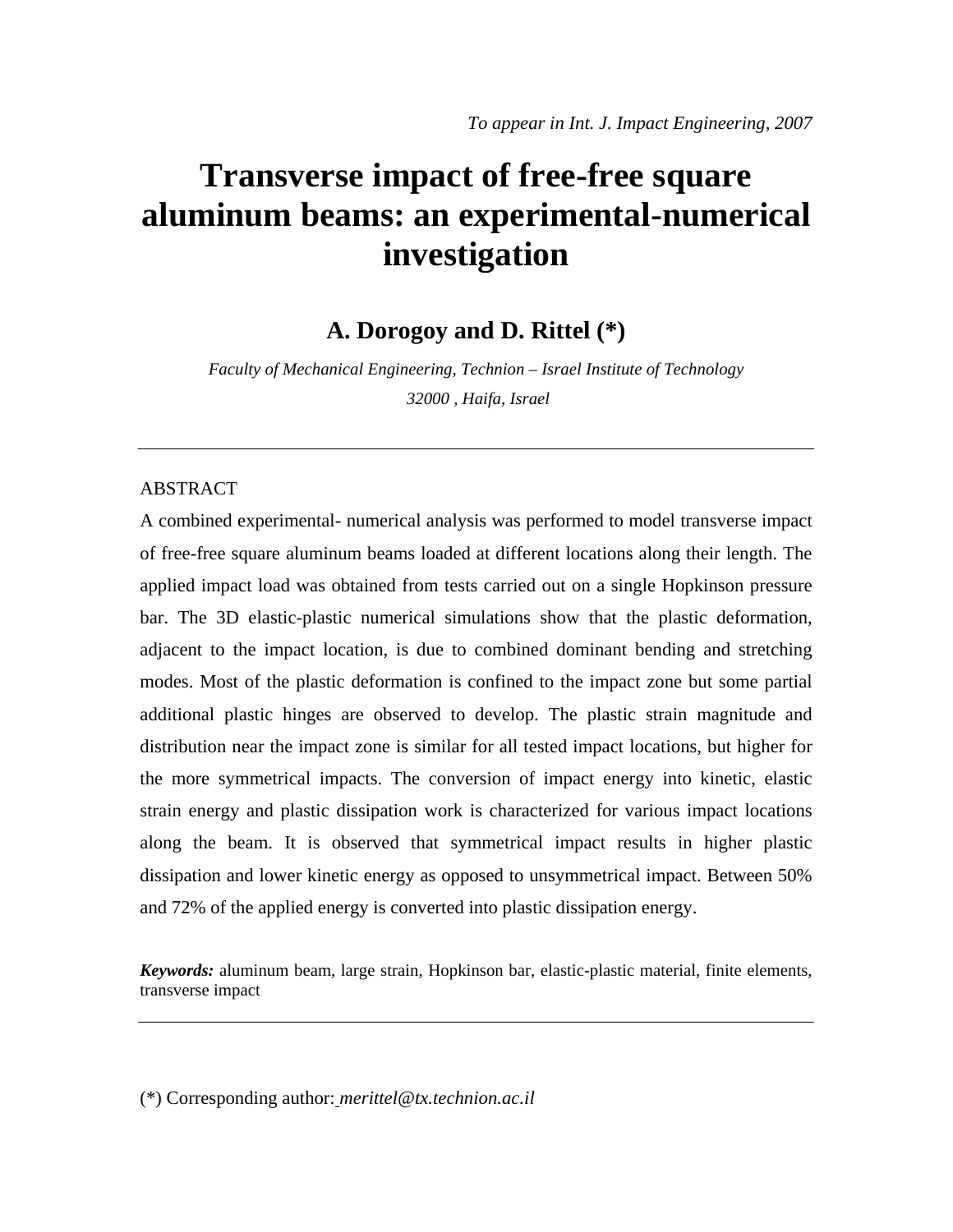*To appear in Int. J. Impact Engineering, 2007*

# Transverse impact of free-free square aluminum beams: an experimental-numerical investigation

**A. Dorogoy and D. Rittel (*)**

*Faculty of Mechanical Engineering, Technion – Israel Institute of Technology*
*32000 , Haifa, Israel*

---

ABSTRACT

A combined experimental- numerical analysis was performed to model transverse impact of free-free square aluminum beams loaded at different locations along their length. The applied impact load was obtained from tests carried out on a single Hopkinson pressure bar. The 3D elastic-plastic numerical simulations show that the plastic deformation, adjacent to the impact location, is due to combined dominant bending and stretching modes. Most of the plastic deformation is confined to the impact zone but some partial additional plastic hinges are observed to develop. The plastic strain magnitude and distribution near the impact zone is similar for all tested impact locations, but higher for the more symmetrical impacts. The conversion of impact energy into kinetic, elastic strain energy and plastic dissipation work is characterized for various impact locations along the beam. It is observed that symmetrical impact results in higher plastic dissipation and lower kinetic energy as opposed to unsymmetrical impact. Between 50% and 72% of the applied energy is converted into plastic dissipation energy.

***Keywords:*** aluminum beam, large strain, Hopkinson bar, elastic-plastic material, finite elements, transverse impact

---

(*) Corresponding author: *merittel@tx.technion.ac.il*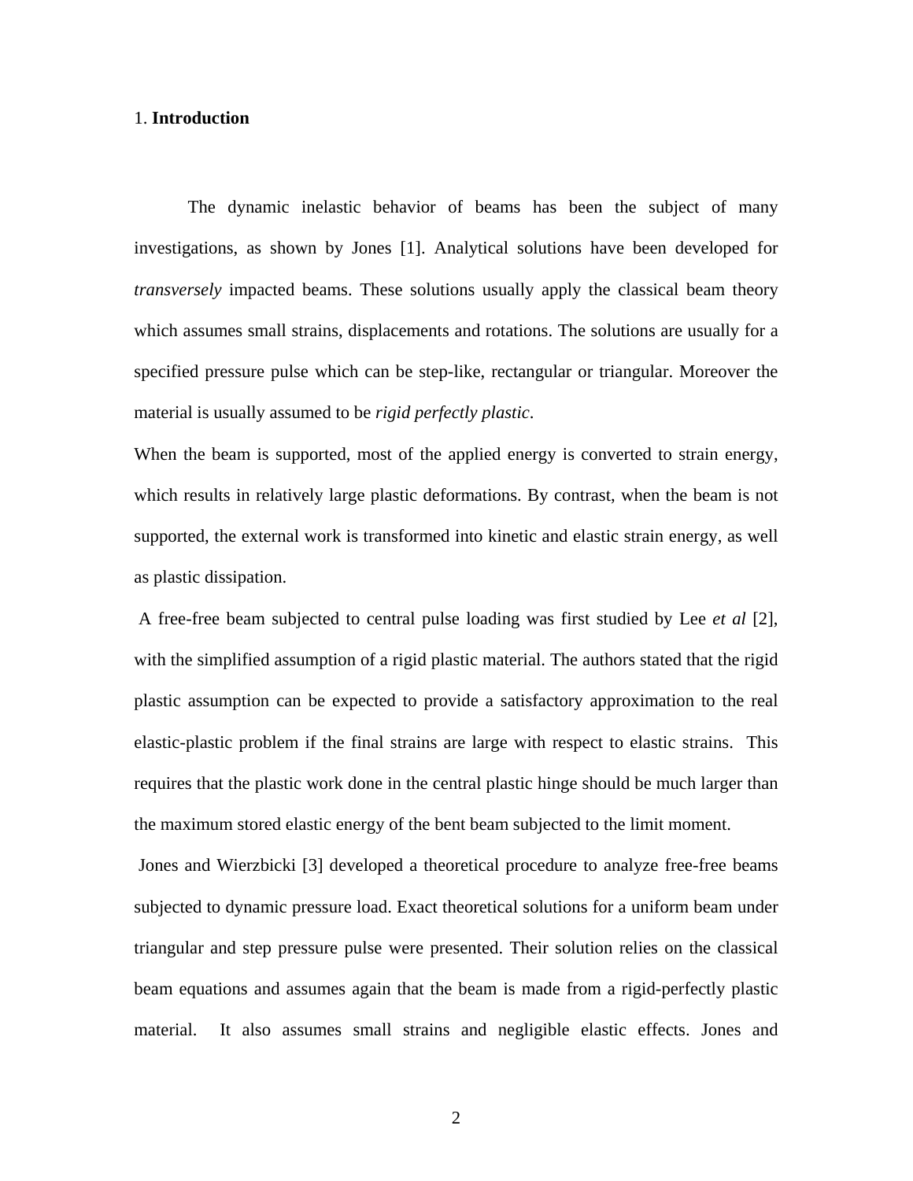# 1. **Introduction**

The dynamic inelastic behavior of beams has been the subject of many investigations, as shown by Jones [1]. Analytical solutions have been developed for *transversely* impacted beams. These solutions usually apply the classical beam theory which assumes small strains, displacements and rotations. The solutions are usually for a specified pressure pulse which can be step-like, rectangular or triangular. Moreover the material is usually assumed to be *rigid perfectly plastic*.

When the beam is supported, most of the applied energy is converted to strain energy, which results in relatively large plastic deformations. By contrast, when the beam is not supported, the external work is transformed into kinetic and elastic strain energy, as well as plastic dissipation.

A free-free beam subjected to central pulse loading was first studied by Lee *et al* [2], with the simplified assumption of a rigid plastic material. The authors stated that the rigid plastic assumption can be expected to provide a satisfactory approximation to the real elastic-plastic problem if the final strains are large with respect to elastic strains. This requires that the plastic work done in the central plastic hinge should be much larger than the maximum stored elastic energy of the bent beam subjected to the limit moment.

Jones and Wierzbicki [3] developed a theoretical procedure to analyze free-free beams subjected to dynamic pressure load. Exact theoretical solutions for a uniform beam under triangular and step pressure pulse were presented. Their solution relies on the classical beam equations and assumes again that the beam is made from a rigid-perfectly plastic material. It also assumes small strains and negligible elastic effects. Jones and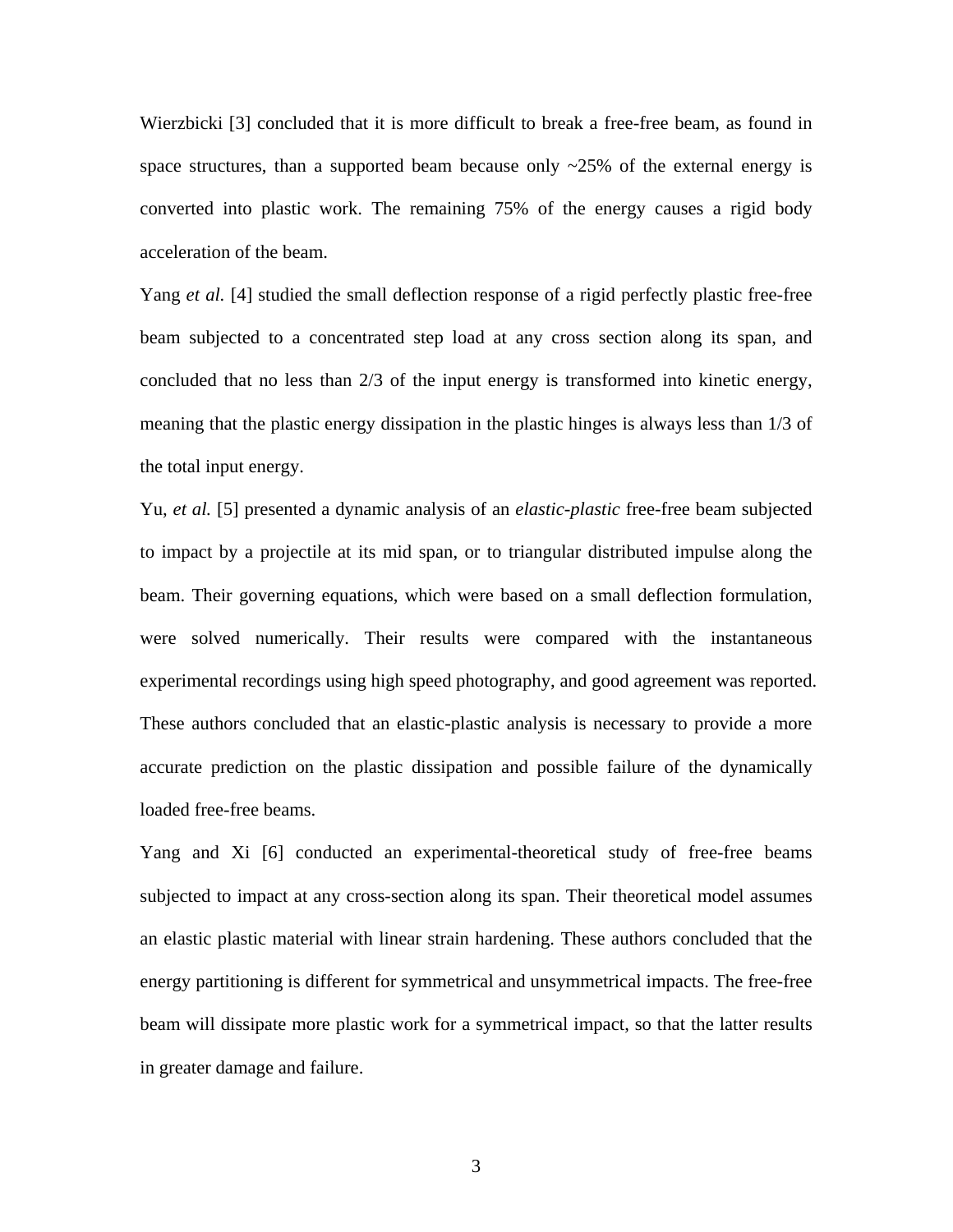Wierzbicki [3] concluded that it is more difficult to break a free-free beam, as found in space structures, than a supported beam because only ~25% of the external energy is converted into plastic work. The remaining 75% of the energy causes a rigid body acceleration of the beam.

Yang *et al.* [4] studied the small deflection response of a rigid perfectly plastic free-free beam subjected to a concentrated step load at any cross section along its span, and concluded that no less than 2/3 of the input energy is transformed into kinetic energy, meaning that the plastic energy dissipation in the plastic hinges is always less than 1/3 of the total input energy.

Yu, *et al.* [5] presented a dynamic analysis of an *elastic-plastic* free-free beam subjected to impact by a projectile at its mid span, or to triangular distributed impulse along the beam. Their governing equations, which were based on a small deflection formulation, were solved numerically. Their results were compared with the instantaneous experimental recordings using high speed photography, and good agreement was reported. These authors concluded that an elastic-plastic analysis is necessary to provide a more accurate prediction on the plastic dissipation and possible failure of the dynamically loaded free-free beams.

Yang and Xi [6] conducted an experimental-theoretical study of free-free beams subjected to impact at any cross-section along its span. Their theoretical model assumes an elastic plastic material with linear strain hardening. These authors concluded that the energy partitioning is different for symmetrical and unsymmetrical impacts. The free-free beam will dissipate more plastic work for a symmetrical impact, so that the latter results in greater damage and failure.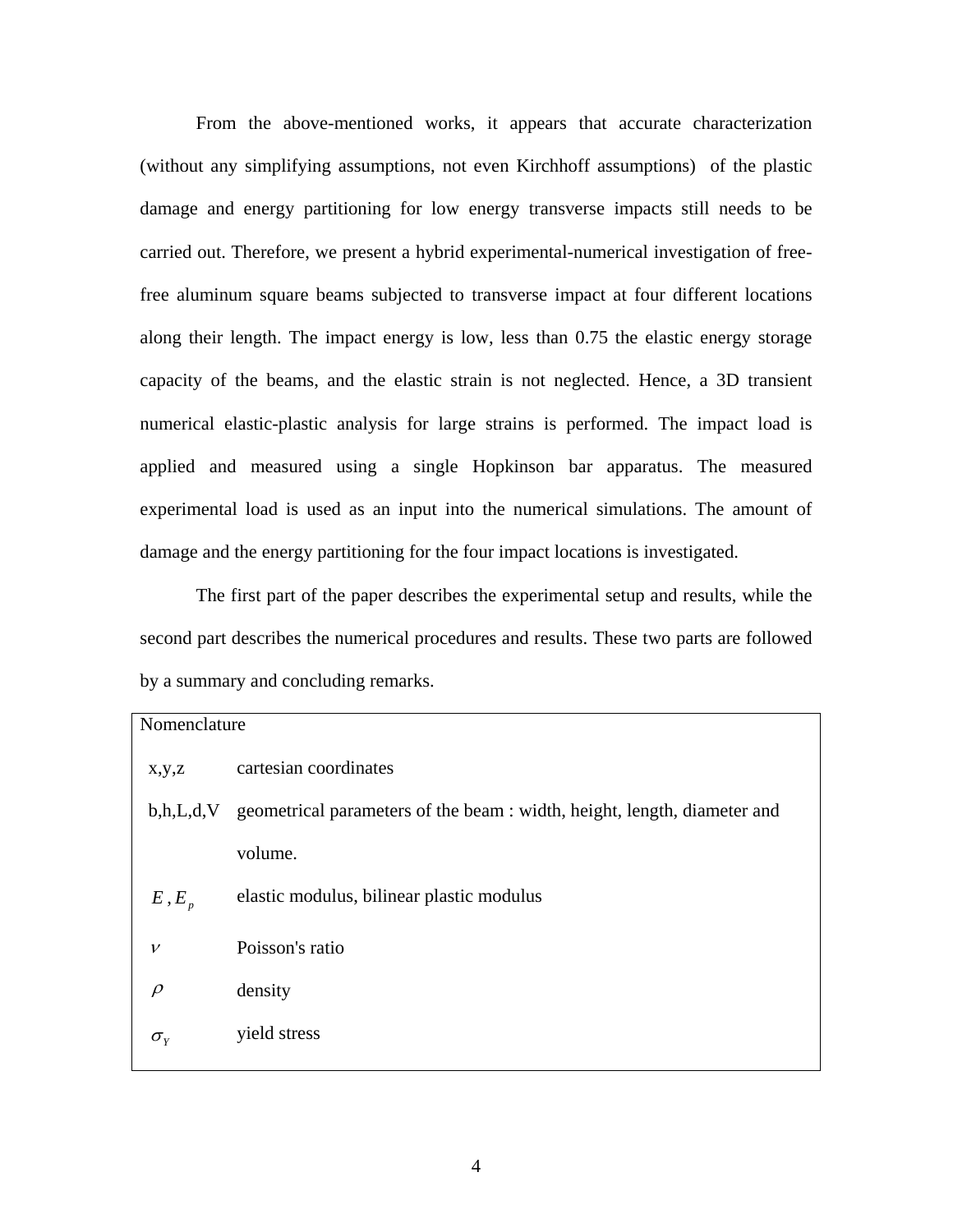From the above-mentioned works, it appears that accurate characterization (without any simplifying assumptions, not even Kirchhoff assumptions) of the plastic damage and energy partitioning for low energy transverse impacts still needs to be carried out. Therefore, we present a hybrid experimental-numerical investigation of free-free aluminum square beams subjected to transverse impact at four different locations along their length. The impact energy is low, less than 0.75 the elastic energy storage capacity of the beams, and the elastic strain is not neglected. Hence, a 3D transient numerical elastic-plastic analysis for large strains is performed. The impact load is applied and measured using a single Hopkinson bar apparatus. The measured experimental load is used as an input into the numerical simulations. The amount of damage and the energy partitioning for the four impact locations is investigated.

The first part of the paper describes the experimental setup and results, while the second part describes the numerical procedures and results. These two parts are followed by a summary and concluding remarks.

| Nomenclature | |
|---|---|
| x,y,z | cartesian coordinates |
| b,h,L,d,V | geometrical parameters of the beam : width, height, length, diameter and volume. |
| $E$ , $E_p$ | elastic modulus, bilinear plastic modulus |
| $\nu$ | Poisson's ratio |
| $\rho$ | density |
| $\sigma_Y$ | yield stress |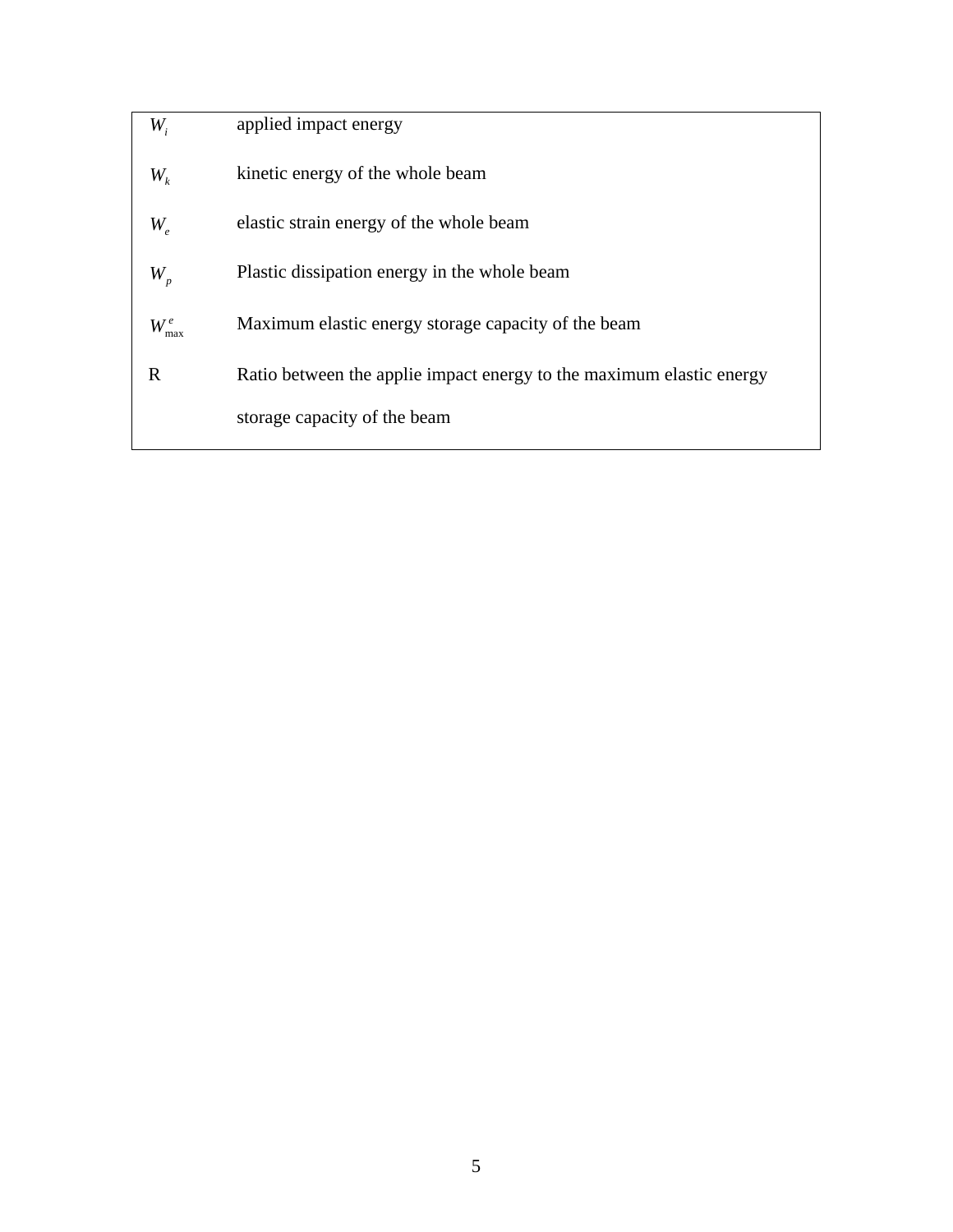| | |
|---|---|
| $W_i$ | applied impact energy |
| $W_k$ | kinetic energy of the whole beam |
| $W_e$ | elastic strain energy of the whole beam |
| $W_p$ | Plastic dissipation energy in the whole beam |
| $W_{max}^{e}$ | Maximum elastic energy storage capacity of the beam |
| R | Ratio between the applie impact energy to the maximum elastic energy storage capacity of the beam |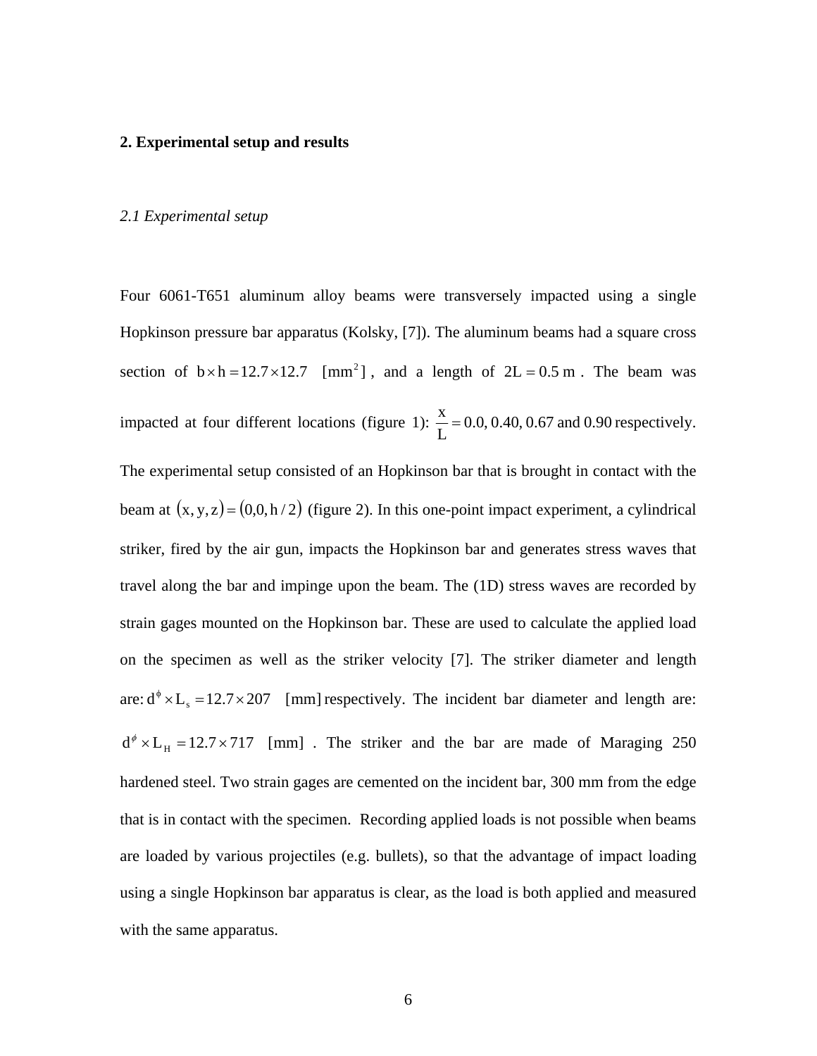## 2. Experimental setup and results

### *2.1 Experimental setup*

Four 6061-T651 aluminum alloy beams were transversely impacted using a single Hopkinson pressure bar apparatus (Kolsky, [7]). The aluminum beams had a square cross section of $b \times h = 12.7 \times 12.7 \quad [\text{mm}^2]$, and a length of $2L = 0.5\text{ m}$. The beam was impacted at four different locations (figure 1): $\frac{x}{L} = 0.0, 0.40, 0.67 \text{ and } 0.90$ respectively. The experimental setup consisted of an Hopkinson bar that is brought in contact with the beam at $(x, y, z) = (0,0, h/2)$ (figure 2). In this one-point impact experiment, a cylindrical striker, fired by the air gun, impacts the Hopkinson bar and generates stress waves that travel along the bar and impinge upon the beam. The (1D) stress waves are recorded by strain gages mounted on the Hopkinson bar. These are used to calculate the applied load on the specimen as well as the striker velocity [7]. The striker diameter and length are: $d^{\phi} \times L_s = 12.7 \times 207 \quad [\text{mm}]$ respectively. The incident bar diameter and length are: $d^{\phi} \times L_H = 12.7 \times 717 \quad [\text{mm}]$. The striker and the bar are made of Maraging 250 hardened steel. Two strain gages are cemented on the incident bar, 300 mm from the edge that is in contact with the specimen. Recording applied loads is not possible when beams are loaded by various projectiles (e.g. bullets), so that the advantage of impact loading using a single Hopkinson bar apparatus is clear, as the load is both applied and measured with the same apparatus.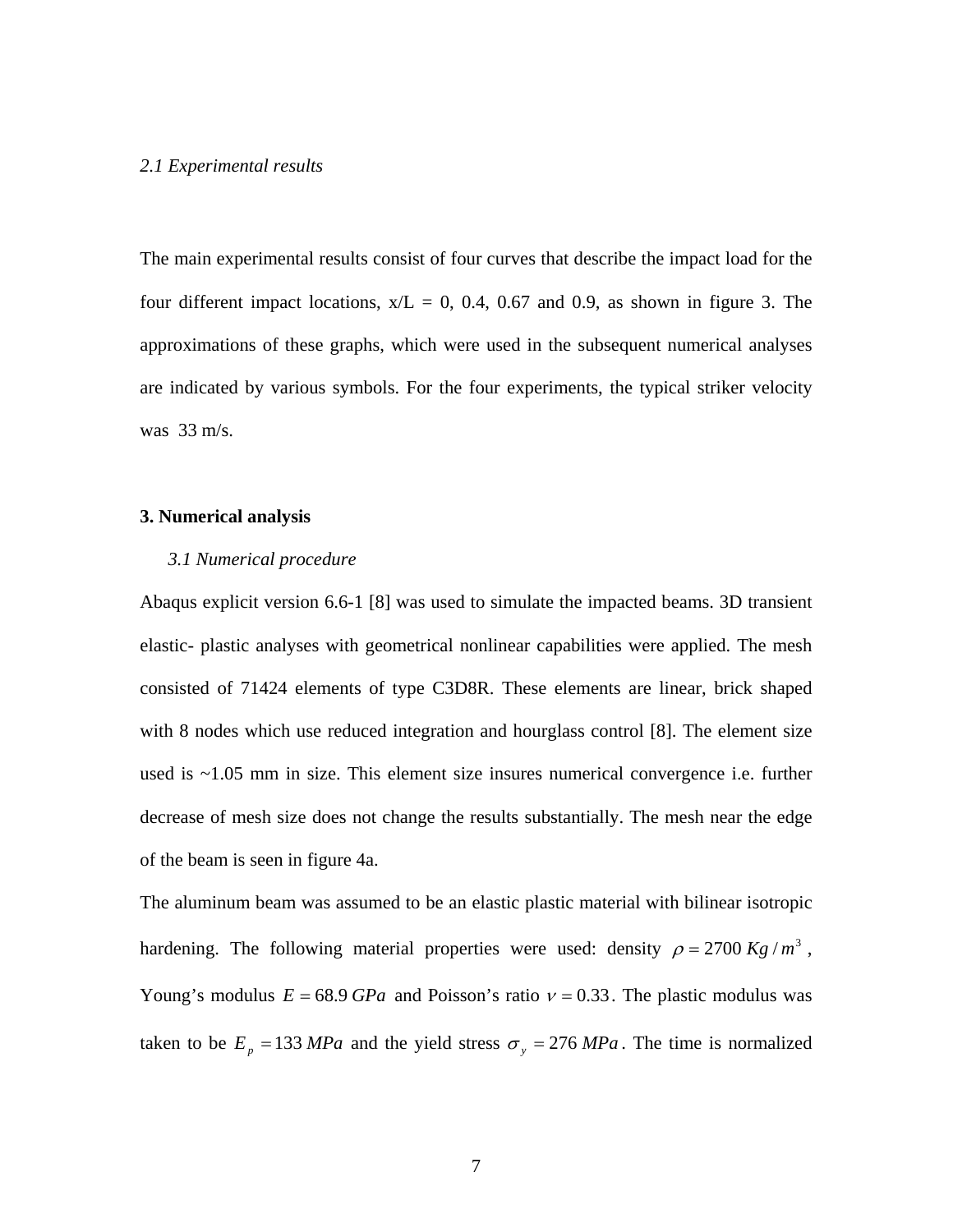### *2.1 Experimental results*

The main experimental results consist of four curves that describe the impact load for the four different impact locations, x/L = 0, 0.4, 0.67 and 0.9, as shown in figure 3. The approximations of these graphs, which were used in the subsequent numerical analyses are indicated by various symbols. For the four experiments, the typical striker velocity was 33 m/s.

## 3. Numerical analysis

### *3.1 Numerical procedure*

Abaqus explicit version 6.6-1 [8] was used to simulate the impacted beams. 3D transient elastic- plastic analyses with geometrical nonlinear capabilities were applied. The mesh consisted of 71424 elements of type C3D8R. These elements are linear, brick shaped with 8 nodes which use reduced integration and hourglass control [8]. The element size used is ~1.05 mm in size. This element size insures numerical convergence i.e. further decrease of mesh size does not change the results substantially. The mesh near the edge of the beam is seen in figure 4a.

The aluminum beam was assumed to be an elastic plastic material with bilinear isotropic hardening. The following material properties were used: density $\rho = 2700\ Kg/m^3$, Young's modulus $E = 68.9\ GPa$ and Poisson's ratio $\nu = 0.33$. The plastic modulus was taken to be $E_p = 133\ MPa$ and the yield stress $\sigma_y = 276\ MPa$. The time is normalized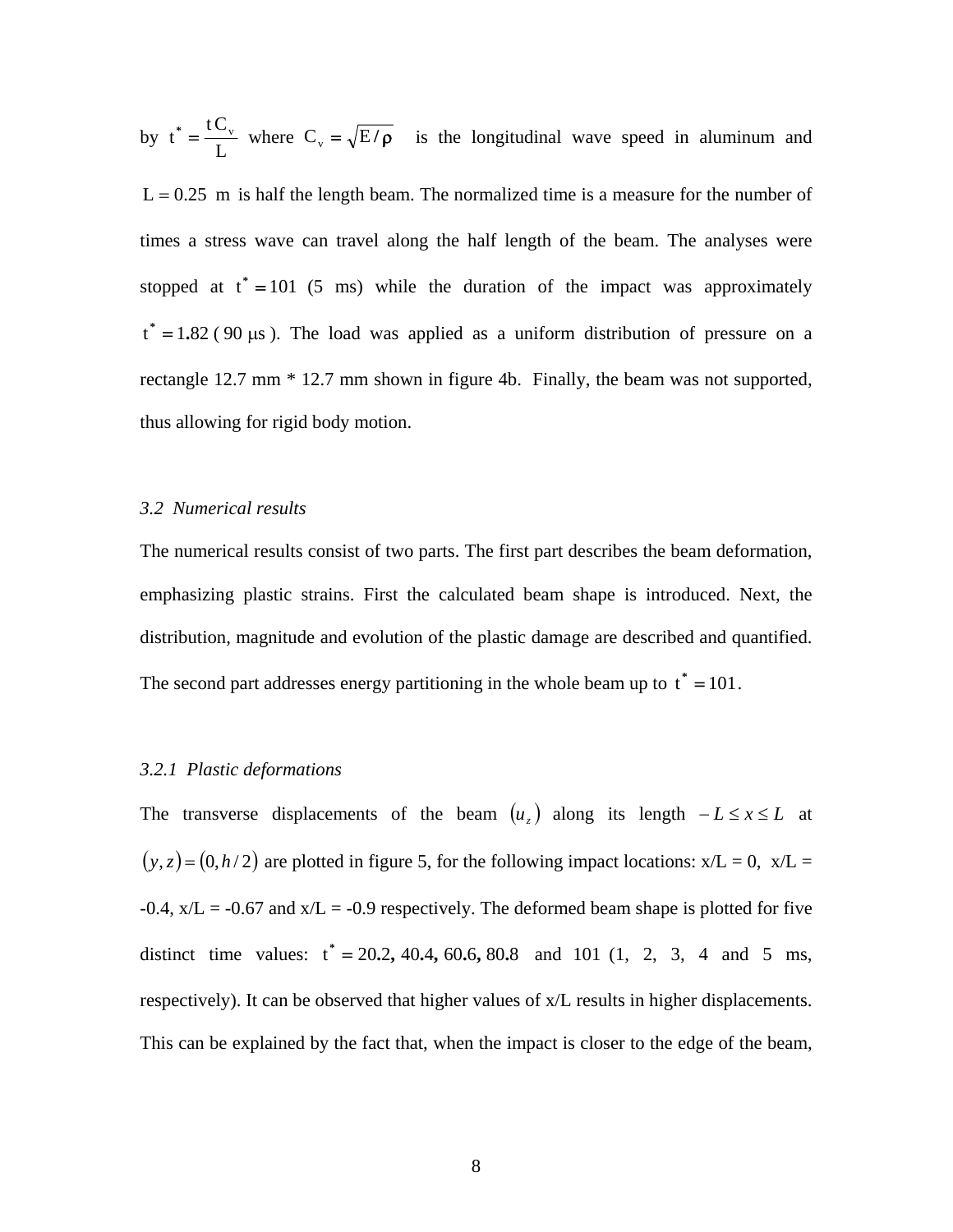by $t^* = \frac{t C_v}{L}$ where $C_v = \sqrt{E/\rho}$ is the longitudinal wave speed in aluminum and $L = 0.25$ m is half the length beam. The normalized time is a measure for the number of times a stress wave can travel along the half length of the beam. The analyses were stopped at $t^* = 101$ (5 ms) while the duration of the impact was approximately $t^* = 1.82$ ( $90\ \mu s$ ). The load was applied as a uniform distribution of pressure on a rectangle 12.7 mm * 12.7 mm shown in figure 4b. Finally, the beam was not supported, thus allowing for rigid body motion.

### *3.2 Numerical results*

The numerical results consist of two parts. The first part describes the beam deformation, emphasizing plastic strains. First the calculated beam shape is introduced. Next, the distribution, magnitude and evolution of the plastic damage are described and quantified. The second part addresses energy partitioning in the whole beam up to $t^* = 101$.

#### *3.2.1 Plastic deformations*

The transverse displacements of the beam $(u_z)$ along its length $-L \le x \le L$ at $(y,z) = (0, h/2)$ are plotted in figure 5, for the following impact locations: x/L = 0, x/L = -0.4, x/L = -0.67 and x/L = -0.9 respectively. The deformed beam shape is plotted for five distinct time values: $t^* = 20.2, 40.4, 60.6, 80.8$ and 101 (1, 2, 3, 4 and 5 ms, respectively). It can be observed that higher values of x/L results in higher displacements. This can be explained by the fact that, when the impact is closer to the edge of the beam,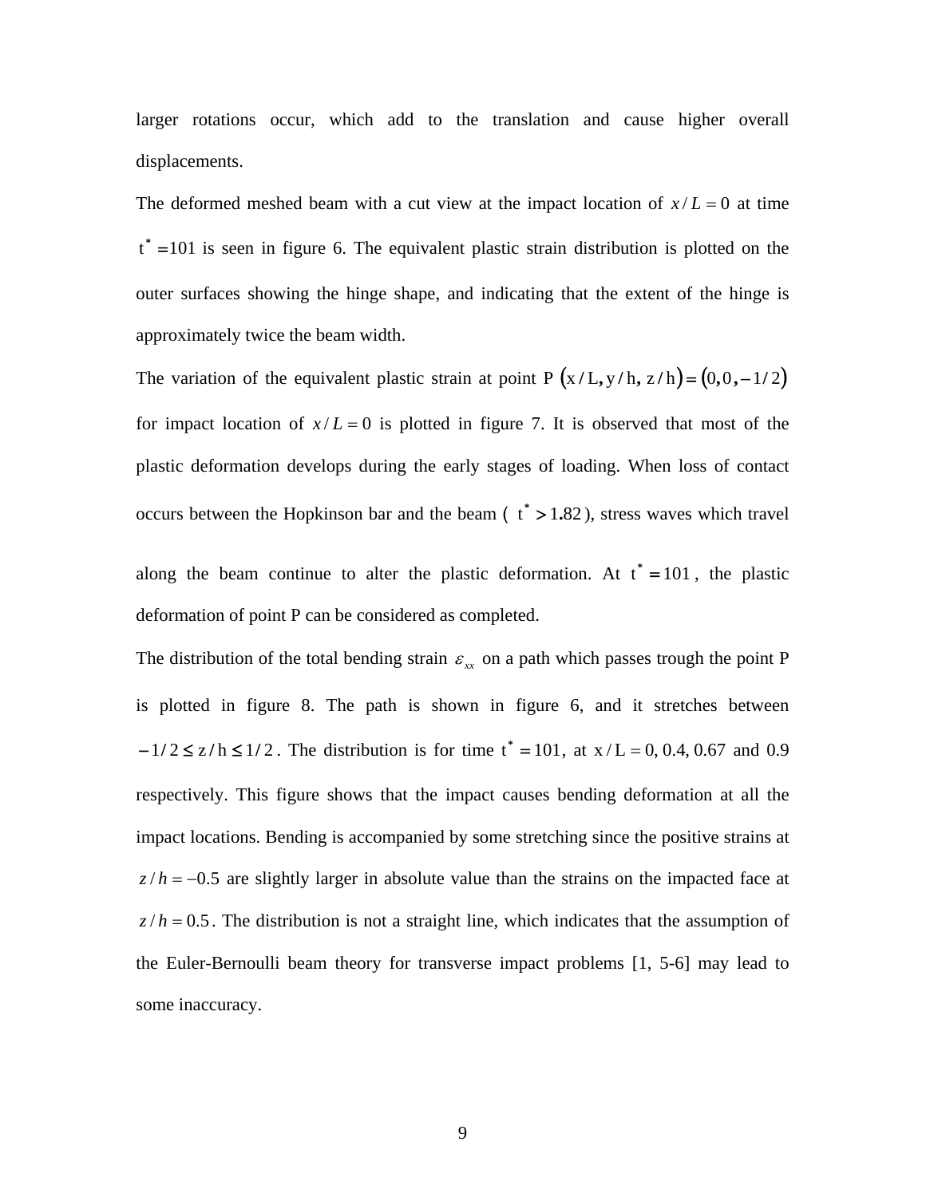larger rotations occur, which add to the translation and cause higher overall displacements.

The deformed meshed beam with a cut view at the impact location of $x/L = 0$ at time $t^* = 101$ is seen in figure 6. The equivalent plastic strain distribution is plotted on the outer surfaces showing the hinge shape, and indicating that the extent of the hinge is approximately twice the beam width.

The variation of the equivalent plastic strain at point P $(x/L, y/h, z/h) = (0, 0, -1/2)$ for impact location of $x/L = 0$ is plotted in figure 7. It is observed that most of the plastic deformation develops during the early stages of loading. When loss of contact occurs between the Hopkinson bar and the beam ( $t^* > 1.82$ ), stress waves which travel along the beam continue to alter the plastic deformation. At $t^* = 101$, the plastic deformation of point P can be considered as completed.

The distribution of the total bending strain $\varepsilon_{xx}$ on a path which passes trough the point P is plotted in figure 8. The path is shown in figure 6, and it stretches between $-1/2 \le z/h \le 1/2$. The distribution is for time $t^* = 101$, at $x/L = 0$, 0.4, 0.67 and 0.9 respectively. This figure shows that the impact causes bending deformation at all the impact locations. Bending is accompanied by some stretching since the positive strains at $z/h = -0.5$ are slightly larger in absolute value than the strains on the impacted face at $z/h = 0.5$. The distribution is not a straight line, which indicates that the assumption of the Euler-Bernoulli beam theory for transverse impact problems [1, 5-6] may lead to some inaccuracy.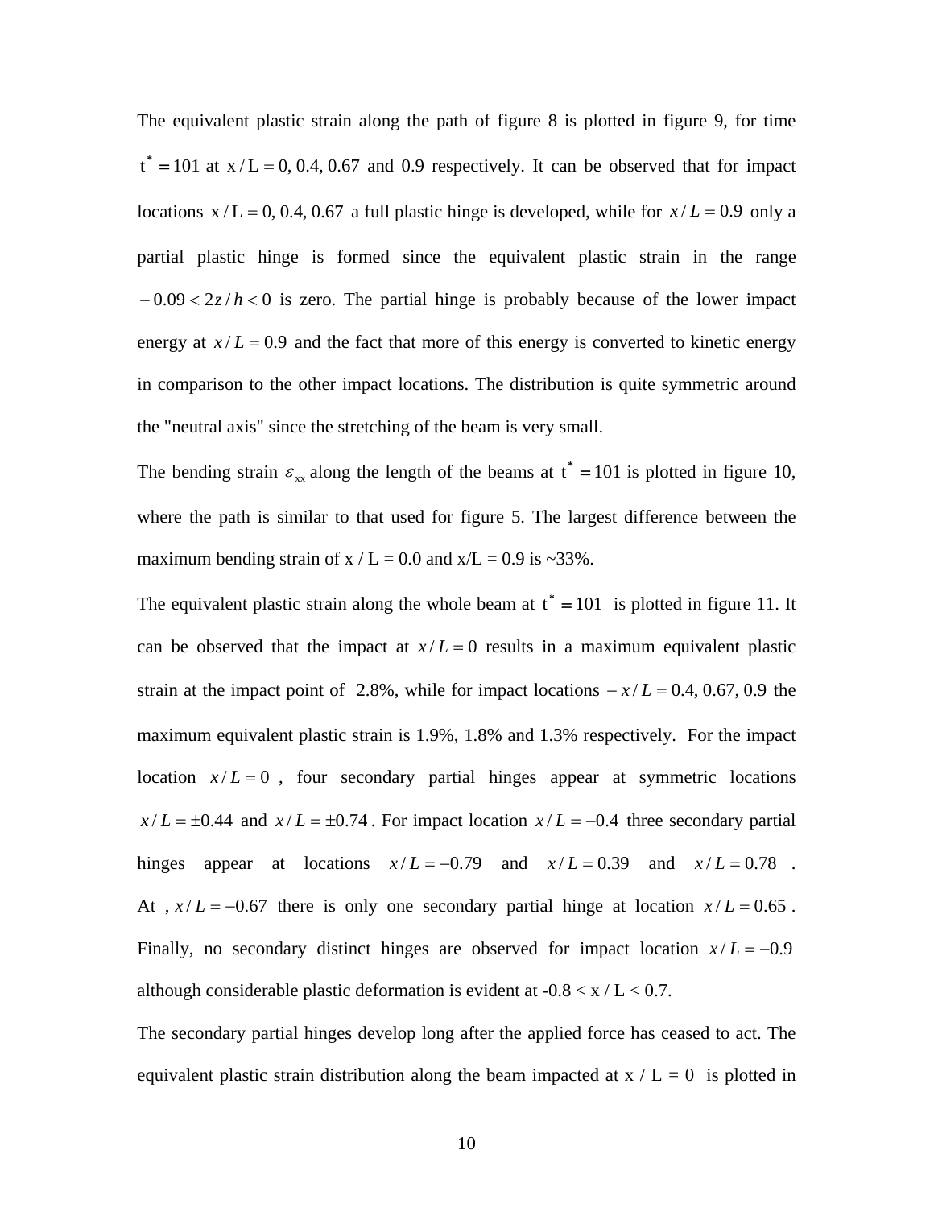The equivalent plastic strain along the path of figure 8 is plotted in figure 9, for time $t^* = 101$ at $x / L = 0, 0.4, 0.67$ and $0.9$ respectively. It can be observed that for impact locations $x / L = 0, 0.4, 0.67$ a full plastic hinge is developed, while for $x / L = 0.9$ only a partial plastic hinge is formed since the equivalent plastic strain in the range $-0.09 < 2z / h < 0$ is zero. The partial hinge is probably because of the lower impact energy at $x / L = 0.9$ and the fact that more of this energy is converted to kinetic energy in comparison to the other impact locations. The distribution is quite symmetric around the "neutral axis" since the stretching of the beam is very small.

The bending strain $\varepsilon_{xx}$ along the length of the beams at $t^* = 101$ is plotted in figure 10, where the path is similar to that used for figure 5. The largest difference between the maximum bending strain of x / L = 0.0 and x/L = 0.9 is ~33%.

The equivalent plastic strain along the whole beam at $t^* = 101$ is plotted in figure 11. It can be observed that the impact at $x / L = 0$ results in a maximum equivalent plastic strain at the impact point of 2.8%, while for impact locations $-x / L = 0.4, 0.67, 0.9$ the maximum equivalent plastic strain is 1.9%, 1.8% and 1.3% respectively. For the impact location $x / L = 0$ , four secondary partial hinges appear at symmetric locations $x / L = \pm 0.44$ and $x / L = \pm 0.74$ . For impact location $x / L = -0.4$ three secondary partial hinges appear at locations $x / L = -0.79$ and $x / L = 0.39$ and $x / L = 0.78$ . At , $x / L = -0.67$ there is only one secondary partial hinge at location $x / L = 0.65$ . Finally, no secondary distinct hinges are observed for impact location $x / L = -0.9$ although considerable plastic deformation is evident at -0.8 < x / L < 0.7.

The secondary partial hinges develop long after the applied force has ceased to act. The equivalent plastic strain distribution along the beam impacted at x / L = 0 is plotted in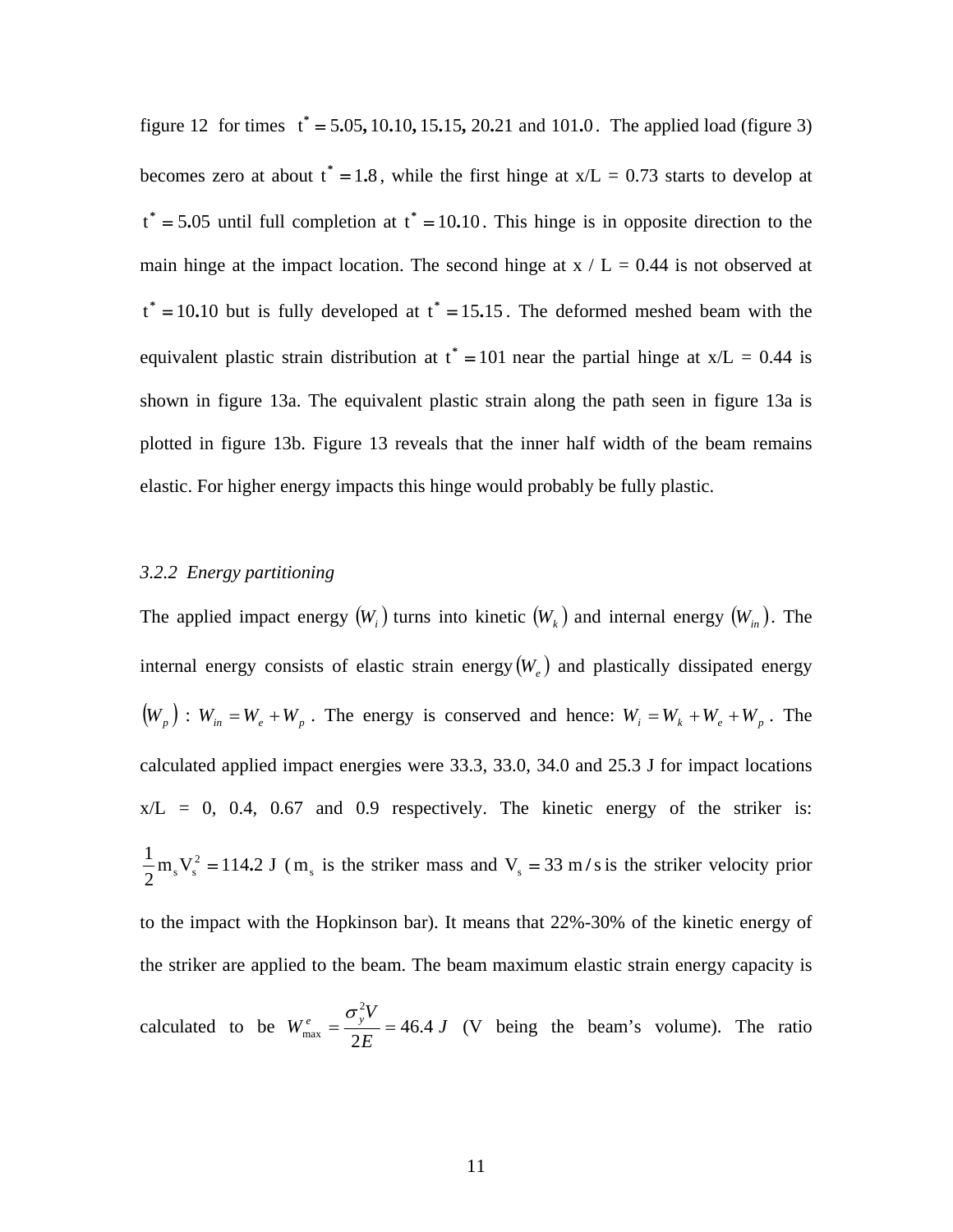figure 12 for times $t^* = 5.05, 10.10, 15.15, 20.21$ and $101.0$. The applied load (figure 3) becomes zero at about $t^* = 1.8$, while the first hinge at x/L = 0.73 starts to develop at $t^* = 5.05$ until full completion at $t^* = 10.10$. This hinge is in opposite direction to the main hinge at the impact location. The second hinge at x / L = 0.44 is not observed at $t^* = 10.10$ but is fully developed at $t^* = 15.15$. The deformed meshed beam with the equivalent plastic strain distribution at $t^* = 101$ near the partial hinge at x/L = 0.44 is shown in figure 13a. The equivalent plastic strain along the path seen in figure 13a is plotted in figure 13b. Figure 13 reveals that the inner half width of the beam remains elastic. For higher energy impacts this hinge would probably be fully plastic.

### *3.2.2 Energy partitioning*

The applied impact energy $(W_i)$ turns into kinetic $(W_k)$ and internal energy $(W_{in})$. The internal energy consists of elastic strain energy $(W_e)$ and plastically dissipated energy $(W_p)$ : $W_{in} = W_e + W_p$. The energy is conserved and hence: $W_i = W_k + W_e + W_p$. The calculated applied impact energies were 33.3, 33.0, 34.0 and 25.3 J for impact locations x/L = 0, 0.4, 0.67 and 0.9 respectively. The kinetic energy of the striker is: $\frac{1}{2} m_s V_s^2 = 114.2$ J ($m_s$ is the striker mass and $V_s = 33$ m/s is the striker velocity prior to the impact with the Hopkinson bar). It means that 22%-30% of the kinetic energy of the striker are applied to the beam. The beam maximum elastic strain energy capacity is calculated to be $W^e_{max} = \frac{\sigma_y^2 V}{2E} = 46.4\ J$ (V being the beam's volume). The ratio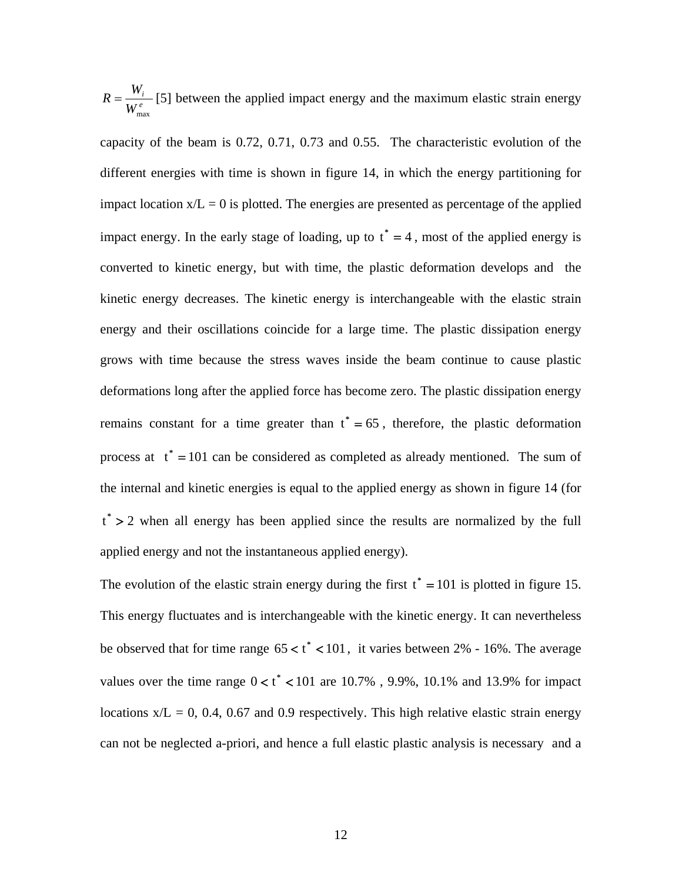$R = \frac{W_i}{W_{\max}^e}$ [5] between the applied impact energy and the maximum elastic strain energy capacity of the beam is 0.72, 0.71, 0.73 and 0.55. The characteristic evolution of the different energies with time is shown in figure 14, in which the energy partitioning for impact location x/L = 0 is plotted. The energies are presented as percentage of the applied impact energy. In the early stage of loading, up to $t^* = 4$, most of the applied energy is converted to kinetic energy, but with time, the plastic deformation develops and the kinetic energy decreases. The kinetic energy is interchangeable with the elastic strain energy and their oscillations coincide for a large time. The plastic dissipation energy grows with time because the stress waves inside the beam continue to cause plastic deformations long after the applied force has become zero. The plastic dissipation energy remains constant for a time greater than $t^* = 65$, therefore, the plastic deformation process at $t^* = 101$ can be considered as completed as already mentioned. The sum of the internal and kinetic energies is equal to the applied energy as shown in figure 14 (for $t^* > 2$ when all energy has been applied since the results are normalized by the full applied energy and not the instantaneous applied energy).

The evolution of the elastic strain energy during the first $t^* = 101$ is plotted in figure 15. This energy fluctuates and is interchangeable with the kinetic energy. It can nevertheless be observed that for time range $65 < t^* < 101$, it varies between 2% - 16%. The average values over the time range $0 < t^* < 101$ are 10.7% , 9.9%, 10.1% and 13.9% for impact locations x/L = 0, 0.4, 0.67 and 0.9 respectively. This high relative elastic strain energy can not be neglected a-priori, and hence a full elastic plastic analysis is necessary and a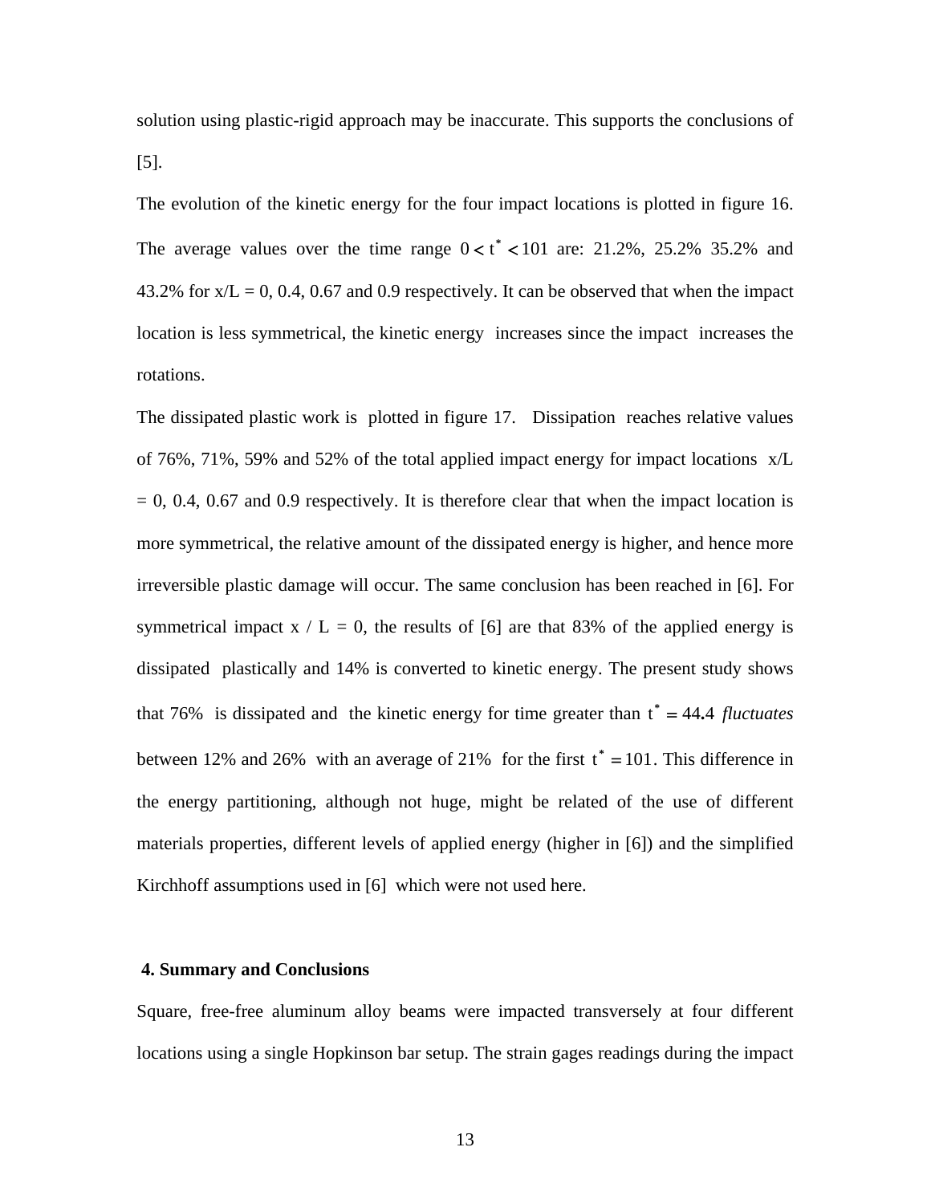solution using plastic-rigid approach may be inaccurate. This supports the conclusions of [5].

The evolution of the kinetic energy for the four impact locations is plotted in figure 16. The average values over the time range $0 < t^* < 101$ are: 21.2%, 25.2% 35.2% and 43.2% for x/L = 0, 0.4, 0.67 and 0.9 respectively. It can be observed that when the impact location is less symmetrical, the kinetic energy increases since the impact increases the rotations.

The dissipated plastic work is plotted in figure 17. Dissipation reaches relative values of 76%, 71%, 59% and 52% of the total applied impact energy for impact locations x/L = 0, 0.4, 0.67 and 0.9 respectively. It is therefore clear that when the impact location is more symmetrical, the relative amount of the dissipated energy is higher, and hence more irreversible plastic damage will occur. The same conclusion has been reached in [6]. For symmetrical impact x / L = 0, the results of [6] are that 83% of the applied energy is dissipated plastically and 14% is converted to kinetic energy. The present study shows that 76% is dissipated and the kinetic energy for time greater than $t^* = 44.4$ *fluctuates* between 12% and 26% with an average of 21% for the first $t^* = 101$. This difference in the energy partitioning, although not huge, might be related of the use of different materials properties, different levels of applied energy (higher in [6]) and the simplified Kirchhoff assumptions used in [6] which were not used here.

## 4. Summary and Conclusions

Square, free-free aluminum alloy beams were impacted transversely at four different locations using a single Hopkinson bar setup. The strain gages readings during the impact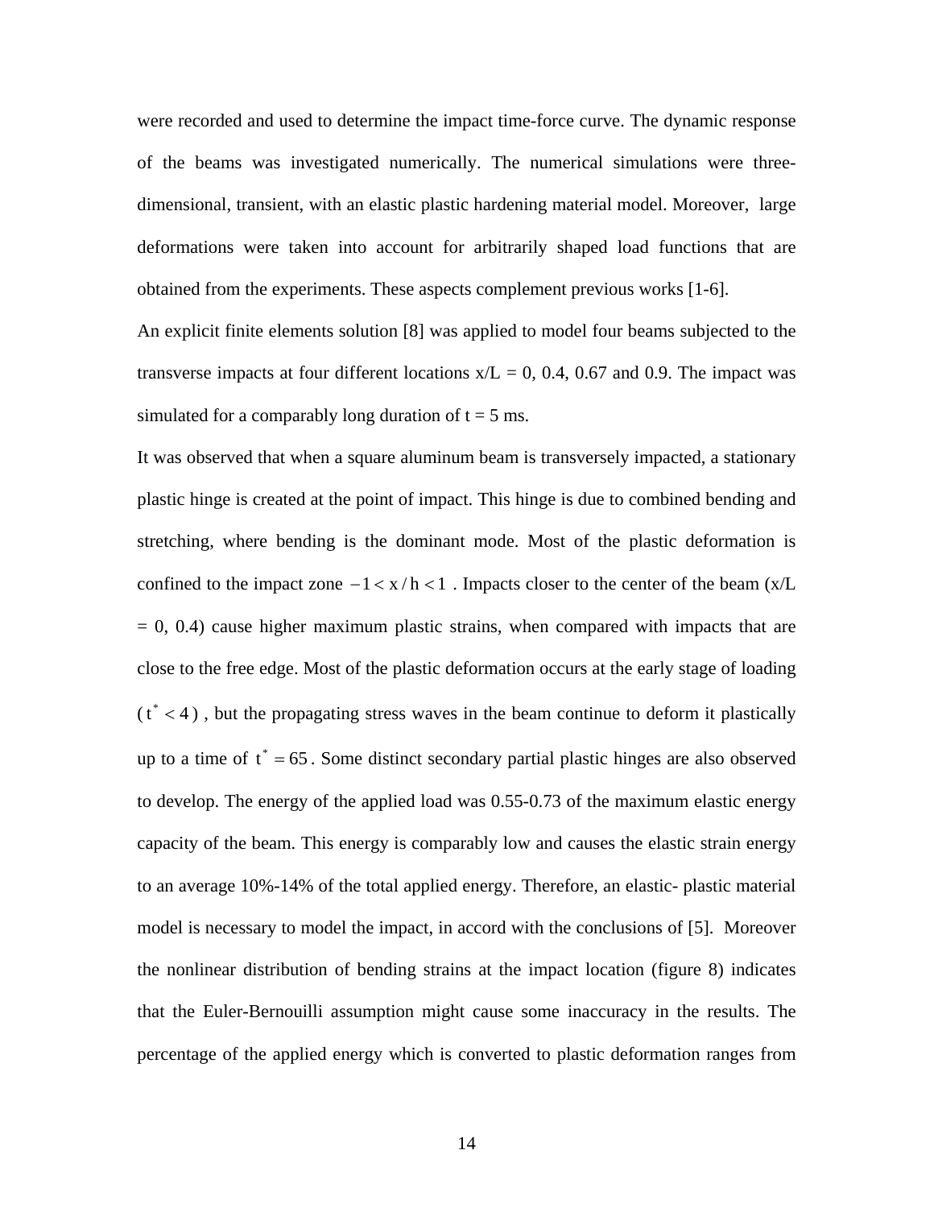were recorded and used to determine the impact time-force curve. The dynamic response of the beams was investigated numerically. The numerical simulations were three-dimensional, transient, with an elastic plastic hardening material model. Moreover, large deformations were taken into account for arbitrarily shaped load functions that are obtained from the experiments. These aspects complement previous works [1-6].

An explicit finite elements solution [8] was applied to model four beams subjected to the transverse impacts at four different locations x/L = 0, 0.4, 0.67 and 0.9. The impact was simulated for a comparably long duration of t = 5 ms.

It was observed that when a square aluminum beam is transversely impacted, a stationary plastic hinge is created at the point of impact. This hinge is due to combined bending and stretching, where bending is the dominant mode. Most of the plastic deformation is confined to the impact zone $-1 < x/h < 1$ . Impacts closer to the center of the beam (x/L = 0, 0.4) cause higher maximum plastic strains, when compared with impacts that are close to the free edge. Most of the plastic deformation occurs at the early stage of loading ($t^* < 4$) , but the propagating stress waves in the beam continue to deform it plastically up to a time of $t^* = 65$ . Some distinct secondary partial plastic hinges are also observed to develop. The energy of the applied load was 0.55-0.73 of the maximum elastic energy capacity of the beam. This energy is comparably low and causes the elastic strain energy to an average 10%-14% of the total applied energy. Therefore, an elastic- plastic material model is necessary to model the impact, in accord with the conclusions of [5]. Moreover the nonlinear distribution of bending strains at the impact location (figure 8) indicates that the Euler-Bernouilli assumption might cause some inaccuracy in the results. The percentage of the applied energy which is converted to plastic deformation ranges from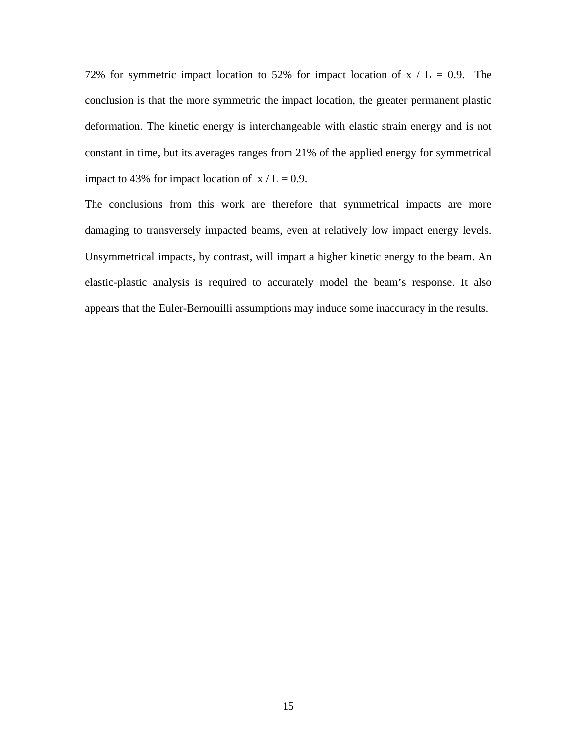72% for symmetric impact location to 52% for impact location of $x / L = 0.9$. The conclusion is that the more symmetric the impact location, the greater permanent plastic deformation. The kinetic energy is interchangeable with elastic strain energy and is not constant in time, but its averages ranges from 21% of the applied energy for symmetrical impact to 43% for impact location of $x / L = 0.9$.

The conclusions from this work are therefore that symmetrical impacts are more damaging to transversely impacted beams, even at relatively low impact energy levels. Unsymmetrical impacts, by contrast, will impart a higher kinetic energy to the beam. An elastic-plastic analysis is required to accurately model the beam's response. It also appears that the Euler-Bernouilli assumptions may induce some inaccuracy in the results.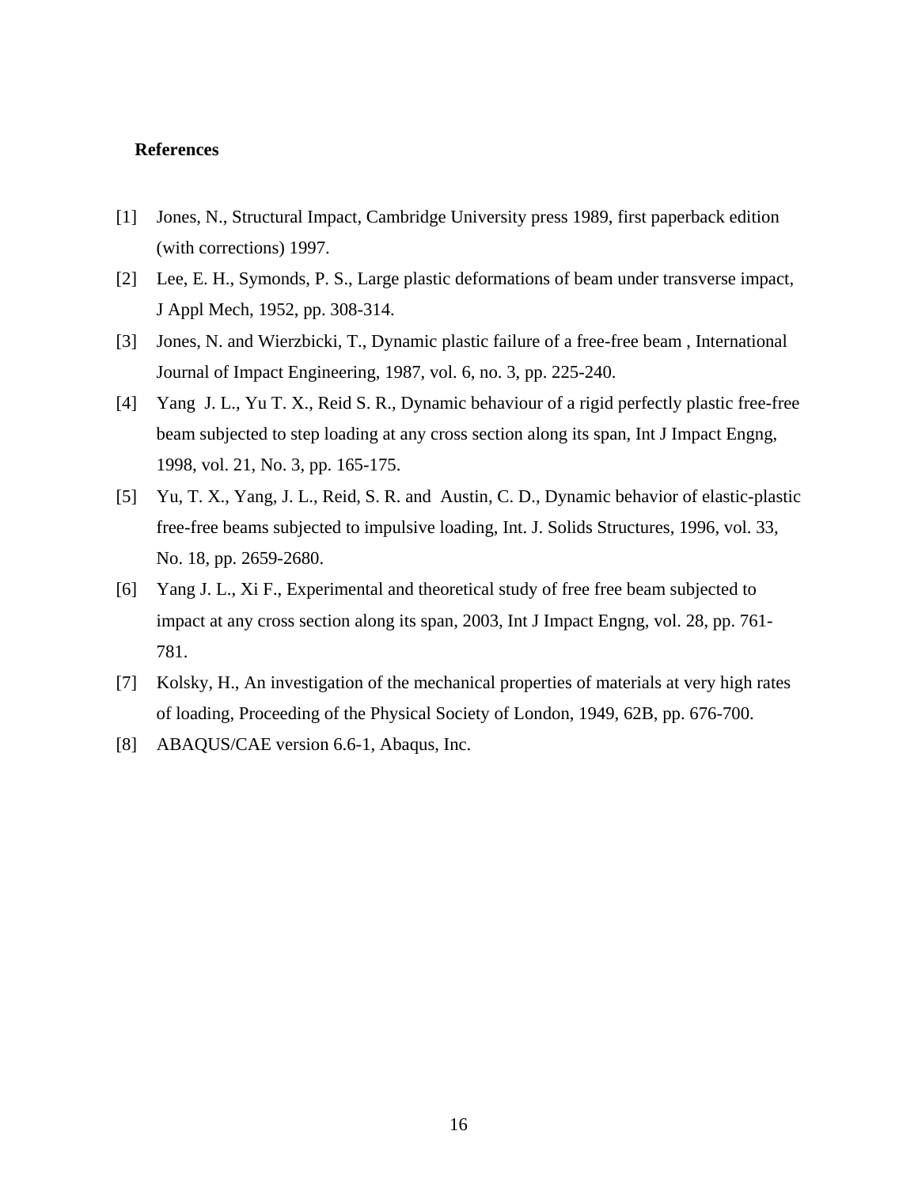**References**

[1] Jones, N., Structural Impact, Cambridge University press 1989, first paperback edition (with corrections) 1997.

[2] Lee, E. H., Symonds, P. S., Large plastic deformations of beam under transverse impact, J Appl Mech, 1952, pp. 308-314.

[3] Jones, N. and Wierzbicki, T., Dynamic plastic failure of a free-free beam , International Journal of Impact Engineering, 1987, vol. 6, no. 3, pp. 225-240.

[4] Yang J. L., Yu T. X., Reid S. R., Dynamic behaviour of a rigid perfectly plastic free-free beam subjected to step loading at any cross section along its span, Int J Impact Engng, 1998, vol. 21, No. 3, pp. 165-175.

[5] Yu, T. X., Yang, J. L., Reid, S. R. and Austin, C. D., Dynamic behavior of elastic-plastic free-free beams subjected to impulsive loading, Int. J. Solids Structures, 1996, vol. 33, No. 18, pp. 2659-2680.

[6] Yang J. L., Xi F., Experimental and theoretical study of free free beam subjected to impact at any cross section along its span, 2003, Int J Impact Engng, vol. 28, pp. 761-781.

[7] Kolsky, H., An investigation of the mechanical properties of materials at very high rates of loading, Proceeding of the Physical Society of London, 1949, 62B, pp. 676-700.

[8] ABAQUS/CAE version 6.6-1, Abaqus, Inc.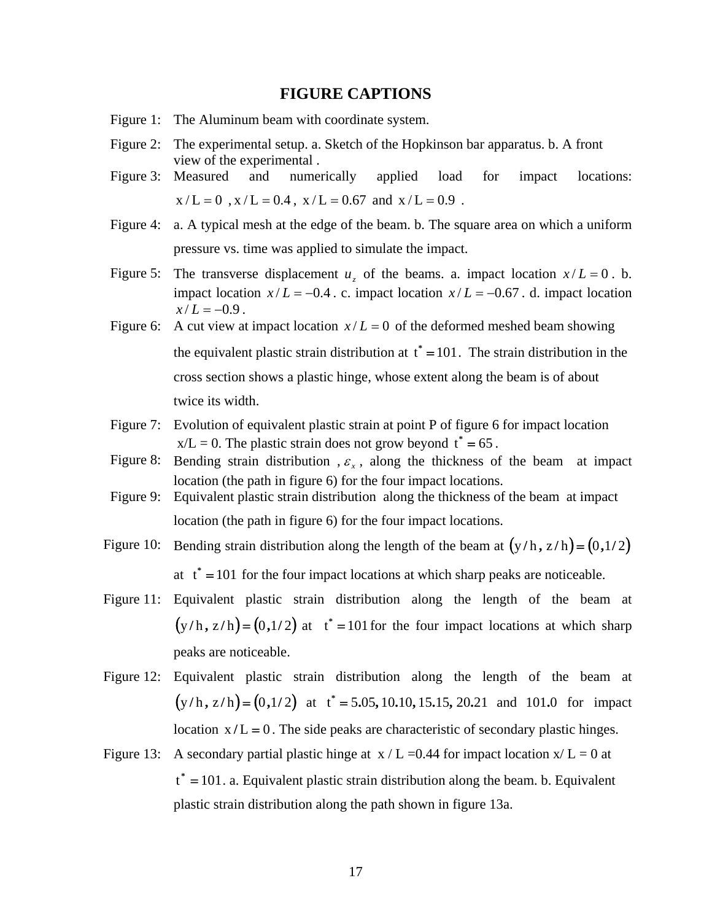## FIGURE CAPTIONS

Figure 1: The Aluminum beam with coordinate system.

Figure 2: The experimental setup. a. Sketch of the Hopkinson bar apparatus. b. A front view of the experimental .

Figure 3: Measured and numerically applied load for impact locations: $x/L = 0$ , $x/L = 0.4$ , $x/L = 0.67$ and $x/L = 0.9$ .

Figure 4: a. A typical mesh at the edge of the beam. b. The square area on which a uniform pressure vs. time was applied to simulate the impact.

Figure 5: The transverse displacement $u_z$ of the beams. a. impact location $x/L = 0$ . b. impact location $x/L = -0.4$ . c. impact location $x/L = -0.67$ . d. impact location $x/L = -0.9$ .

Figure 6: A cut view at impact location $x/L = 0$ of the deformed meshed beam showing the equivalent plastic strain distribution at $t^* = 101$. The strain distribution in the cross section shows a plastic hinge, whose extent along the beam is of about twice its width.

Figure 7: Evolution of equivalent plastic strain at point P of figure 6 for impact location x/L = 0. The plastic strain does not grow beyond $t^* = 65$ .

Figure 8: Bending strain distribution , $\varepsilon_x$ , along the thickness of the beam at impact location (the path in figure 6) for the four impact locations.

Figure 9: Equivalent plastic strain distribution along the thickness of the beam at impact location (the path in figure 6) for the four impact locations.

Figure 10: Bending strain distribution along the length of the beam at $(y/h, z/h) = (0, 1/2)$ at $t^* = 101$ for the four impact locations at which sharp peaks are noticeable.

Figure 11: Equivalent plastic strain distribution along the length of the beam at $(y/h, z/h) = (0, 1/2)$ at $t^* = 101$ for the four impact locations at which sharp peaks are noticeable.

Figure 12: Equivalent plastic strain distribution along the length of the beam at $(y/h, z/h) = (0, 1/2)$ at $t^* = 5.05, 10.10, 15.15, 20.21$ and $101.0$ for impact location $x/L = 0$ . The side peaks are characteristic of secondary plastic hinges.

Figure 13: A secondary partial plastic hinge at x / L =0.44 for impact location x/ L = 0 at $t^* = 101$. a. Equivalent plastic strain distribution along the beam. b. Equivalent plastic strain distribution along the path shown in figure 13a.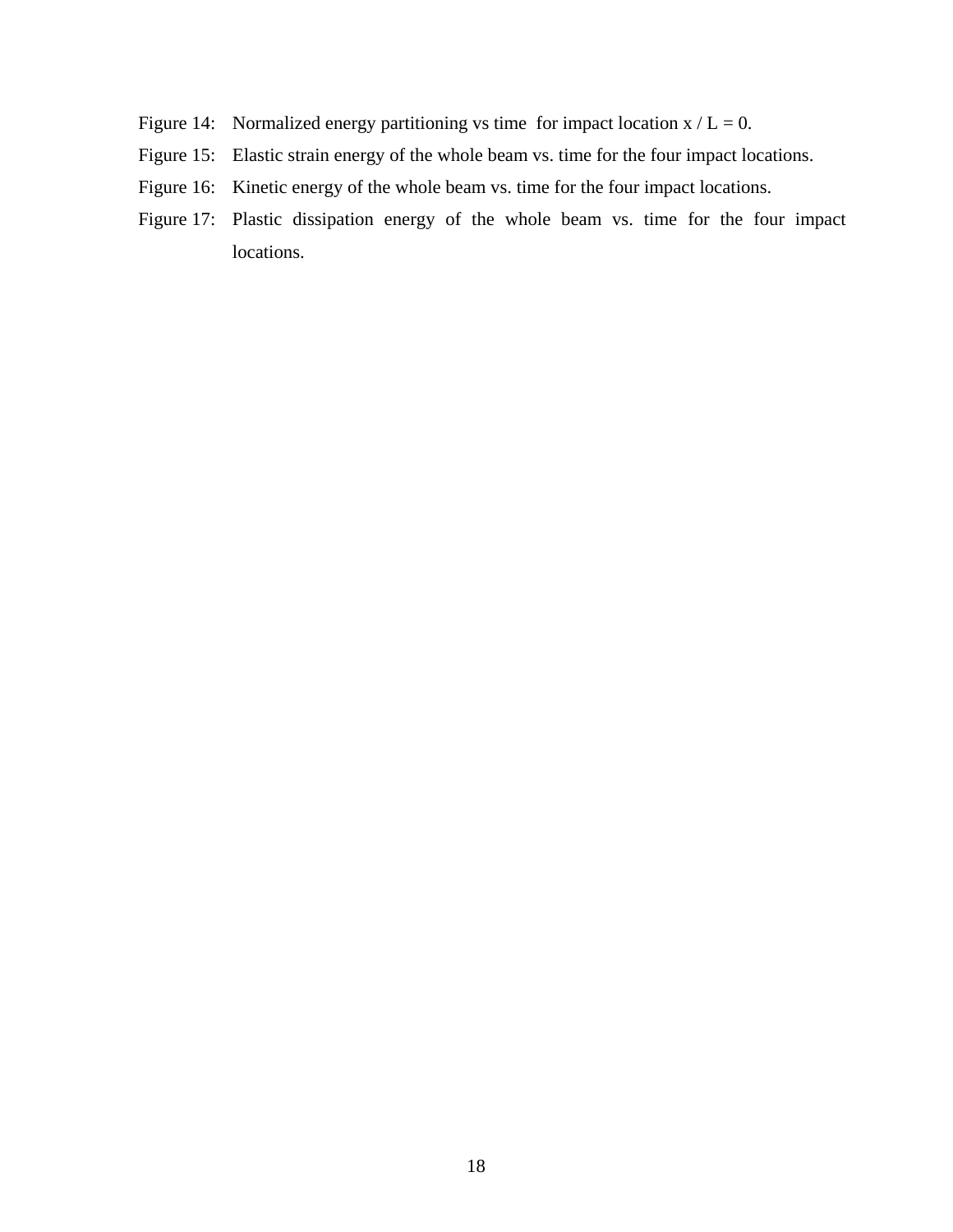Figure 14: Normalized energy partitioning vs time for impact location $x / L = 0$.

Figure 15: Elastic strain energy of the whole beam vs. time for the four impact locations.

Figure 16: Kinetic energy of the whole beam vs. time for the four impact locations.

Figure 17: Plastic dissipation energy of the whole beam vs. time for the four impact locations.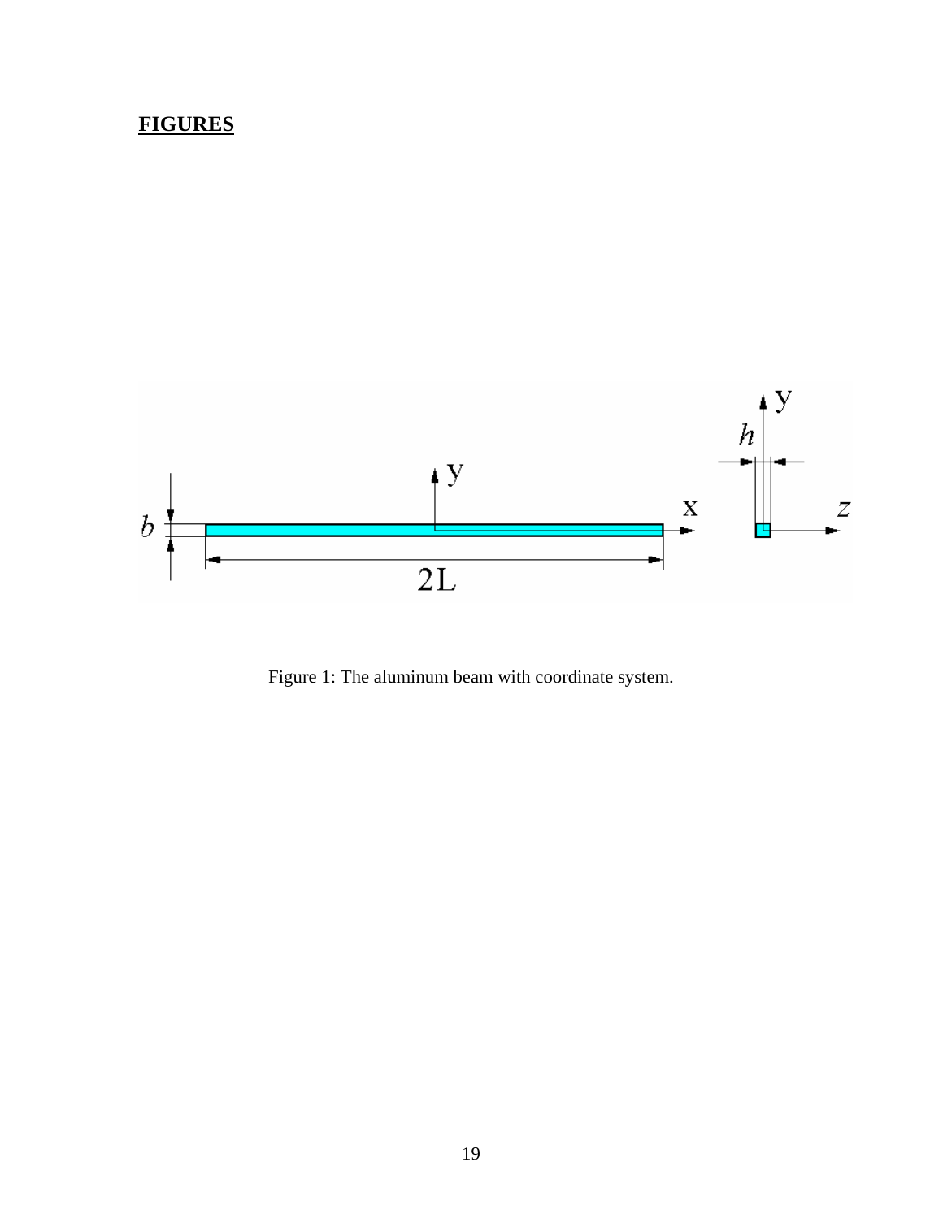**FIGURES**

Figure 1: The aluminum beam with coordinate system.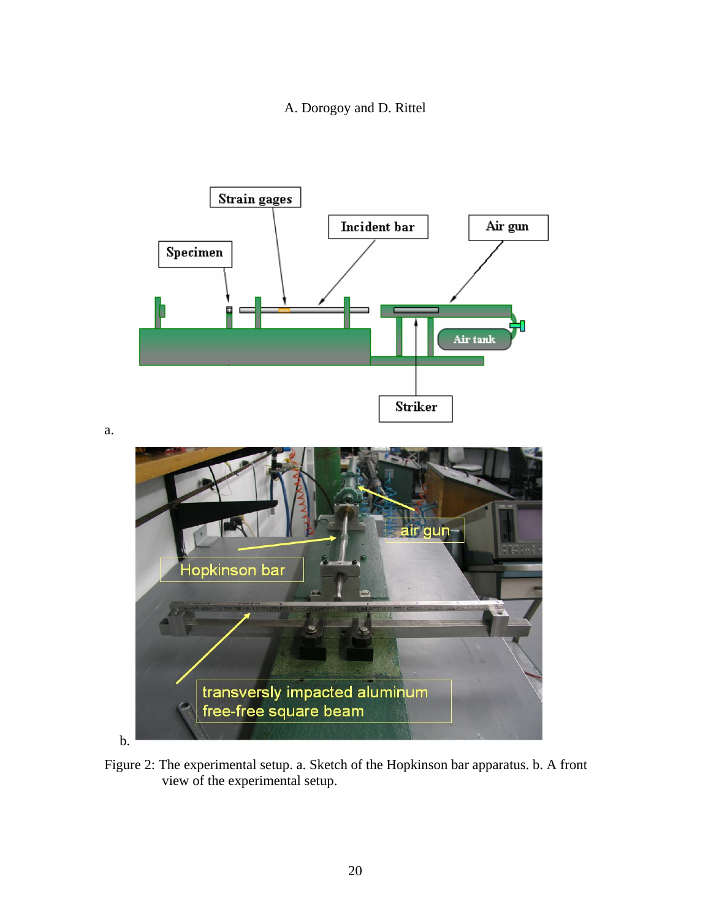Figure 2: The experimental setup. a. Sketch of the Hopkinson bar apparatus. b. A front view of the experimental setup.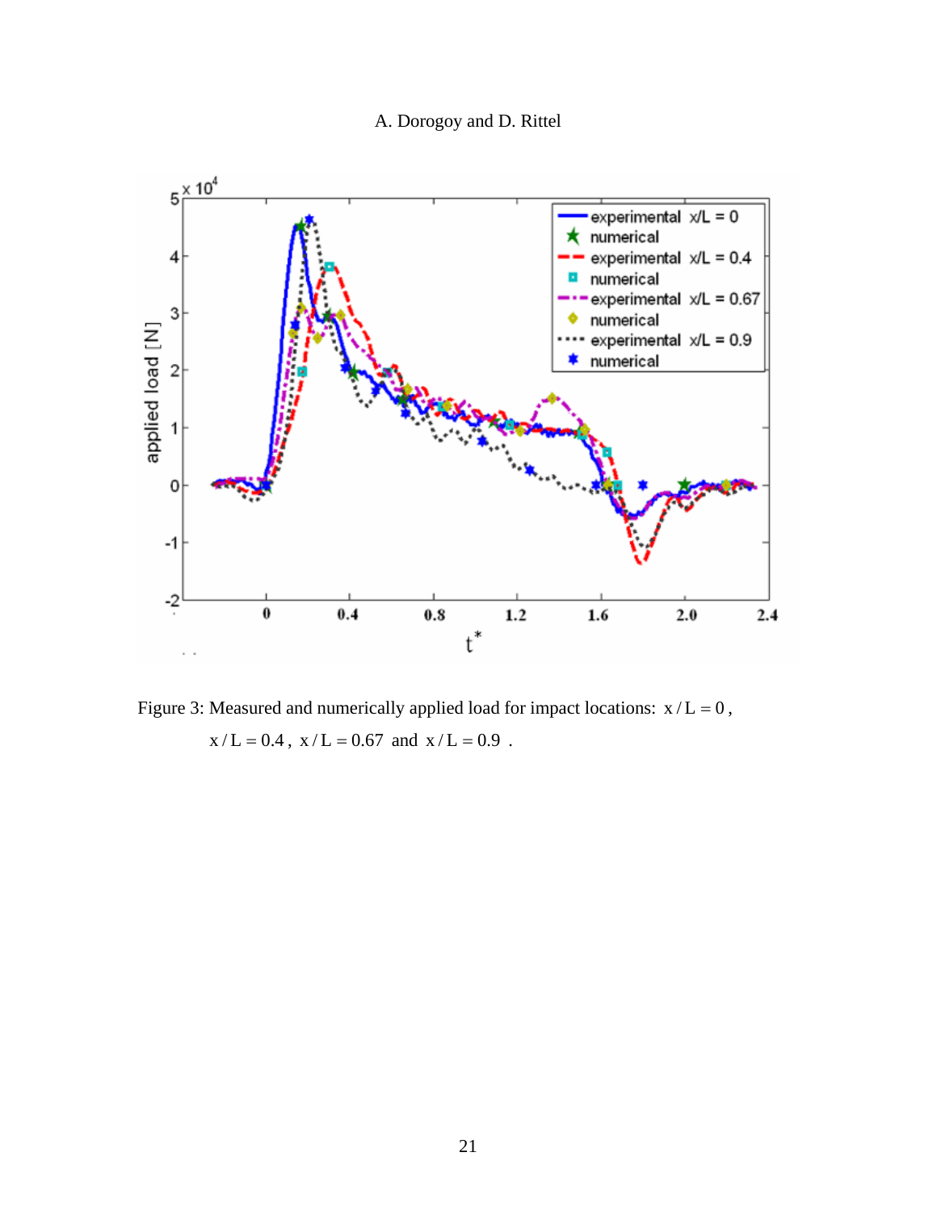Figure 3: Measured and numerically applied load for impact locations: $x/L = 0$, $x/L = 0.4$, $x/L = 0.67$ and $x/L = 0.9$ .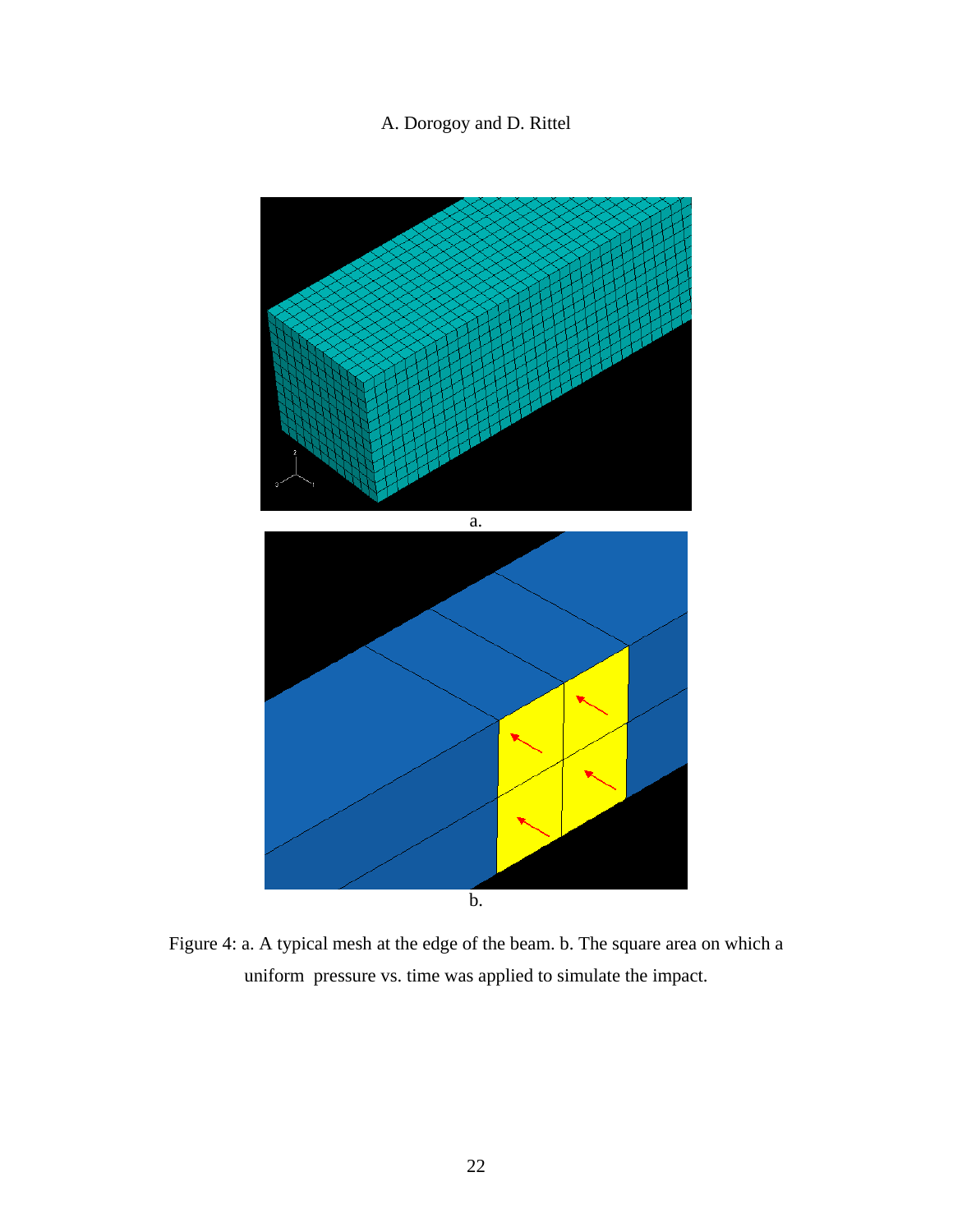a.

b.

Figure 4: a. A typical mesh at the edge of the beam. b. The square area on which a uniform pressure vs. time was applied to simulate the impact.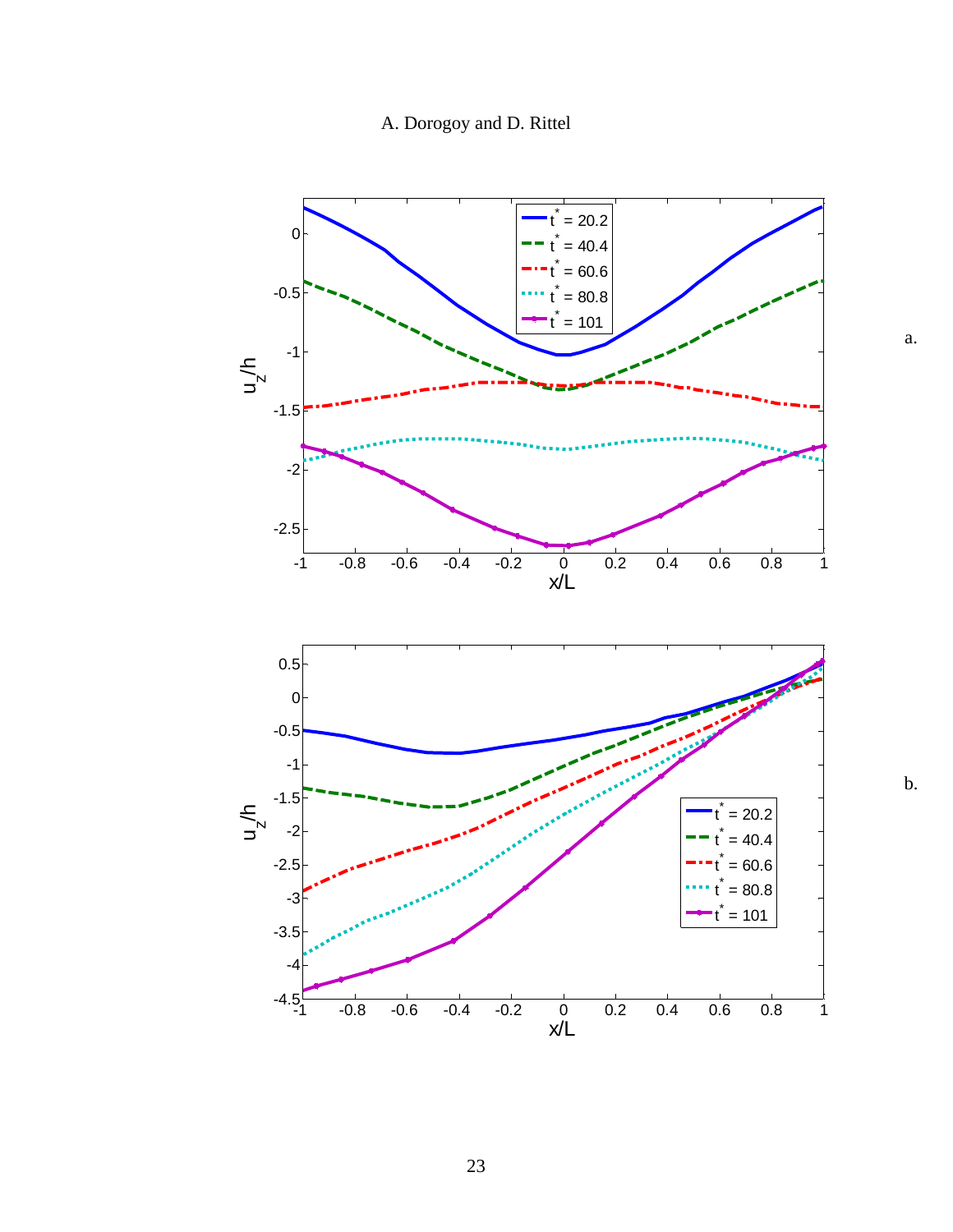a.

b.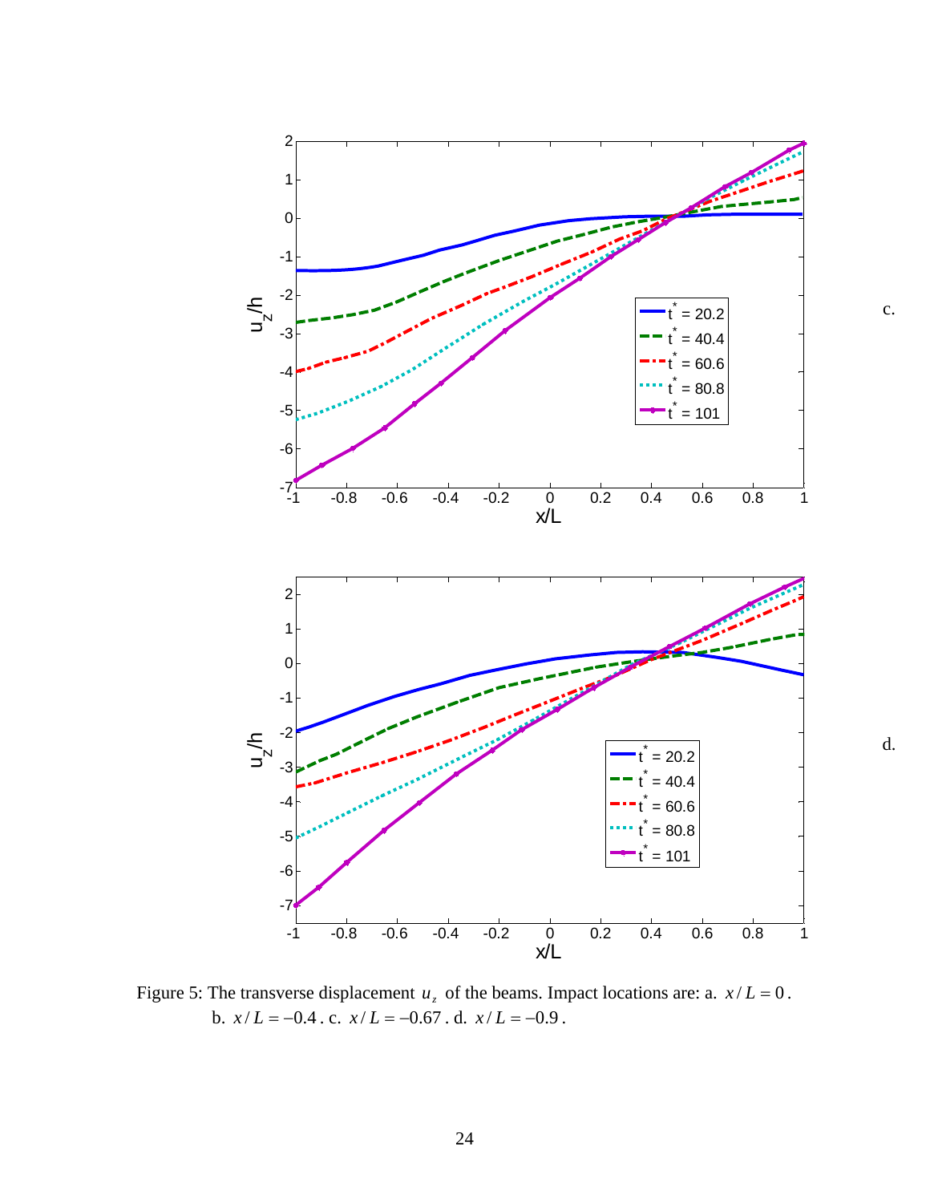c.

d.

Figure 5: The transverse displacement $u_z$ of the beams. Impact locations are: a. $x/L = 0$. b. $x/L = -0.4$. c. $x/L = -0.67$. d. $x/L = -0.9$.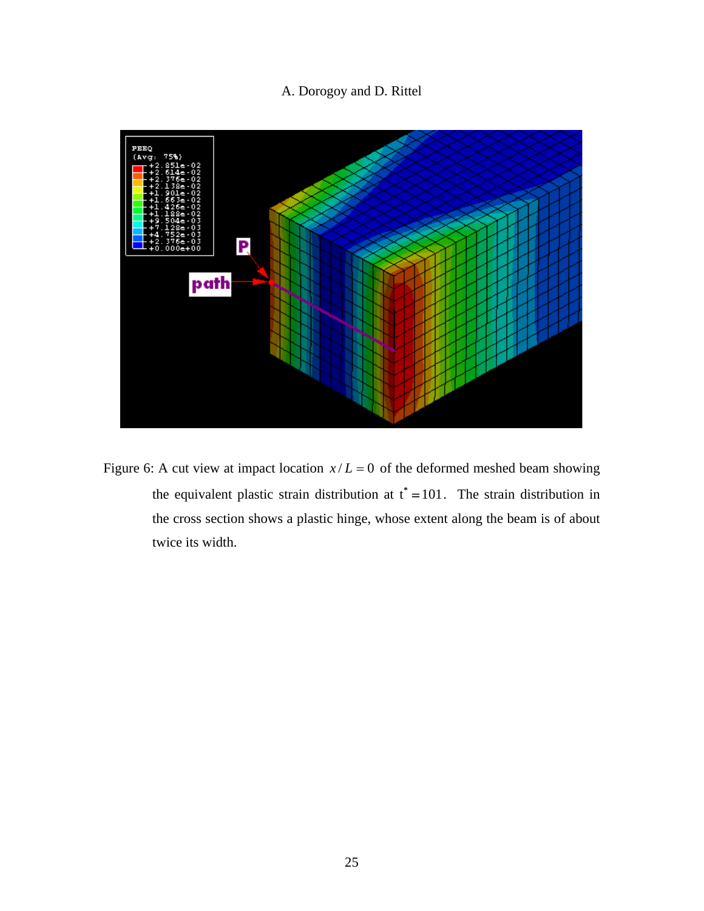Figure 6: A cut view at impact location $x/L = 0$ of the deformed meshed beam showing the equivalent plastic strain distribution at $t^* = 101$. The strain distribution in the cross section shows a plastic hinge, whose extent along the beam is of about twice its width.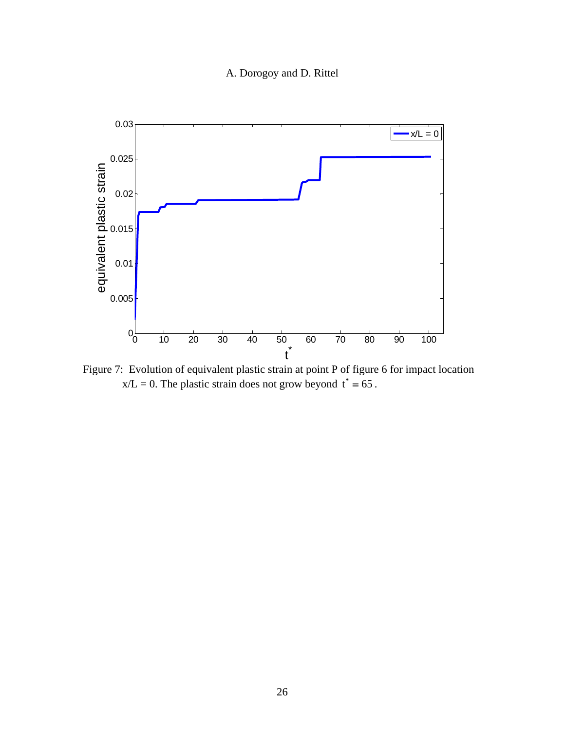Figure 7: Evolution of equivalent plastic strain at point P of figure 6 for impact location x/L = 0. The plastic strain does not grow beyond $t^* = 65$.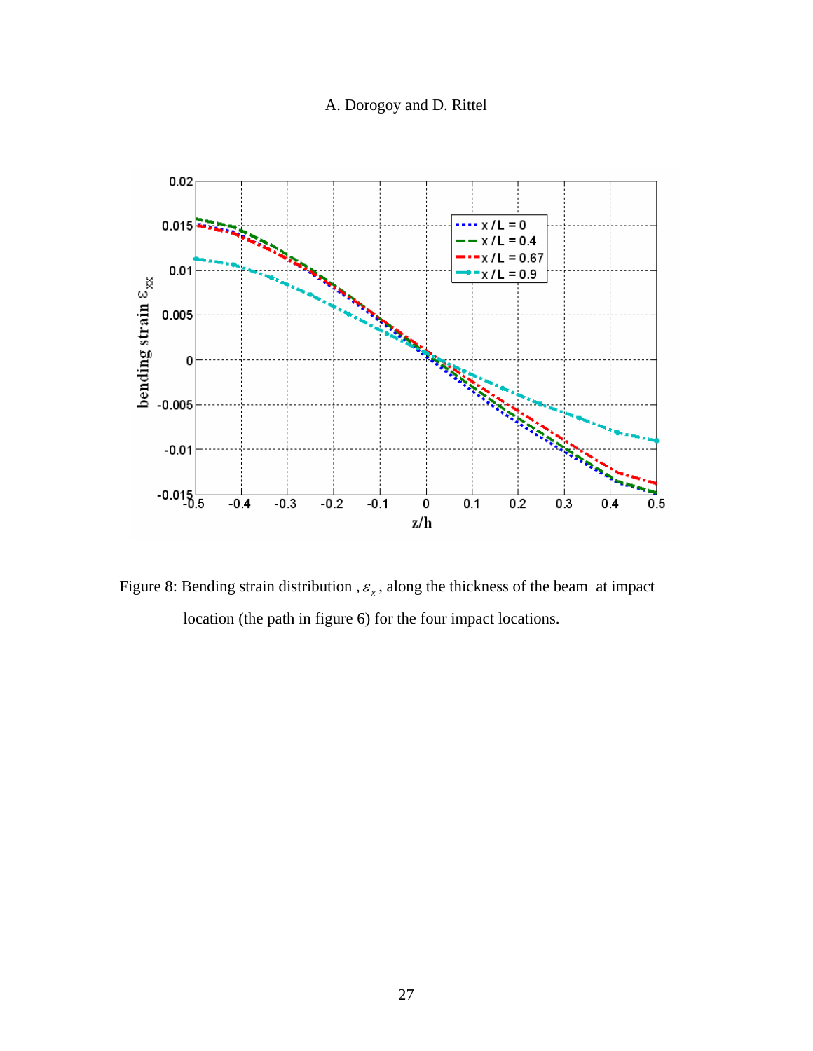Figure 8: Bending strain distribution , $\varepsilon_x$ , along the thickness of the beam at impact location (the path in figure 6) for the four impact locations.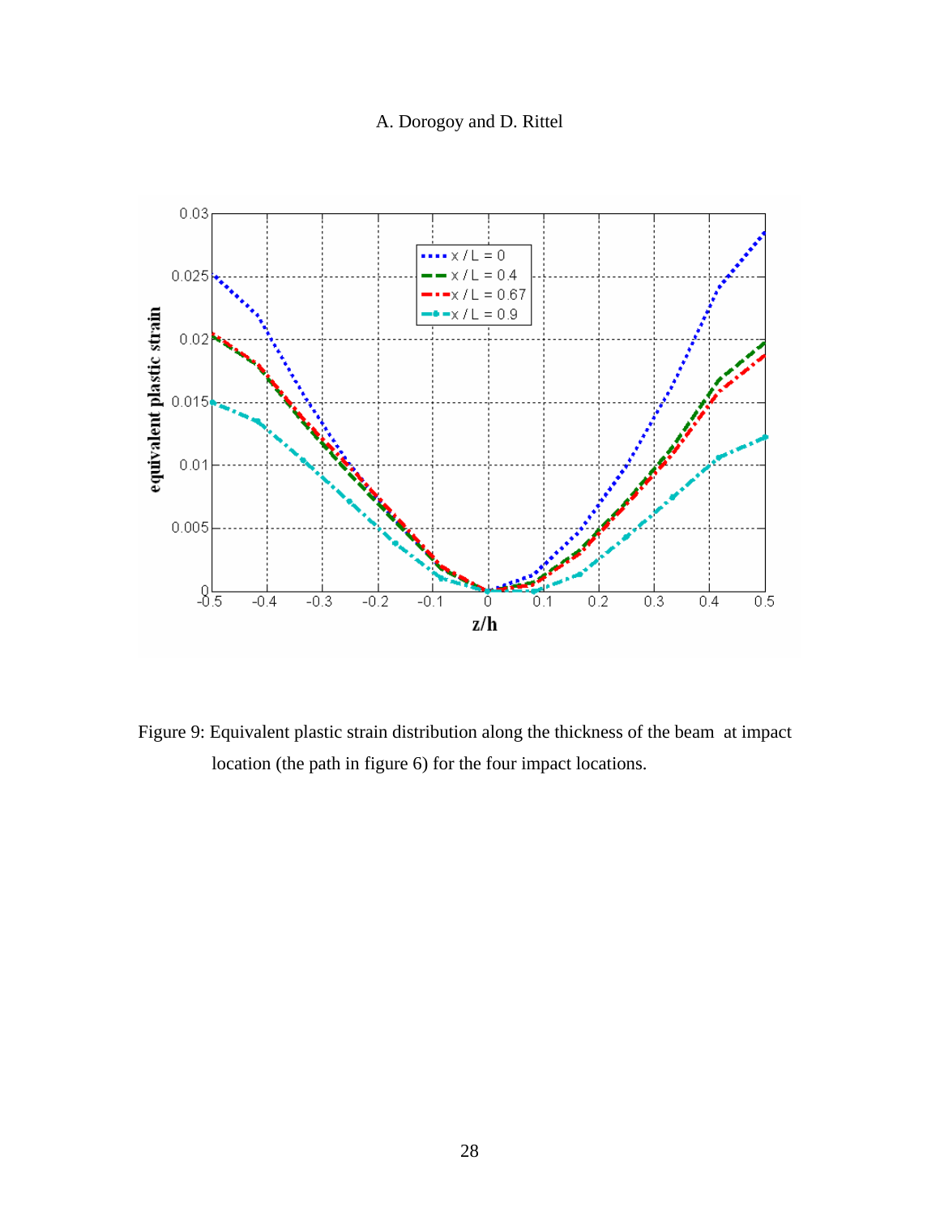Figure 9: Equivalent plastic strain distribution along the thickness of the beam at impact location (the path in figure 6) for the four impact locations.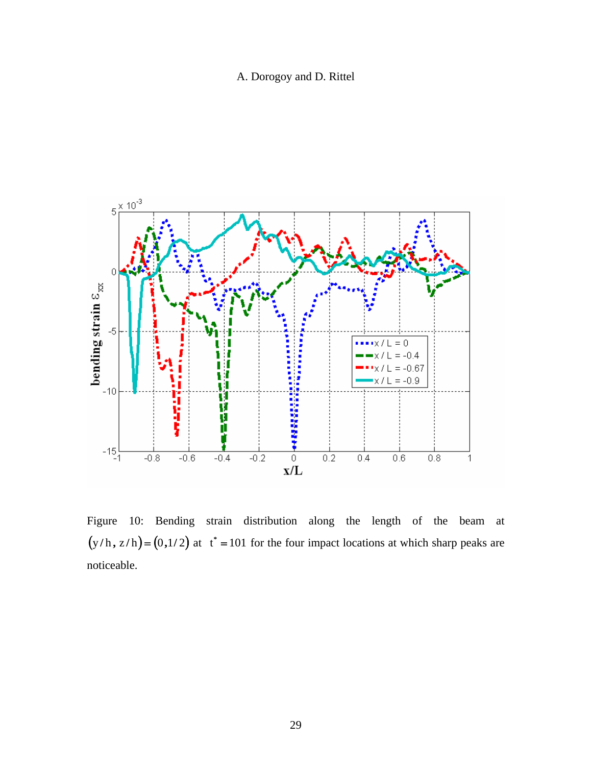Figure 10: Bending strain distribution along the length of the beam at $(y/h, z/h) = (0, 1/2)$ at $t^* = 101$ for the four impact locations at which sharp peaks are noticeable.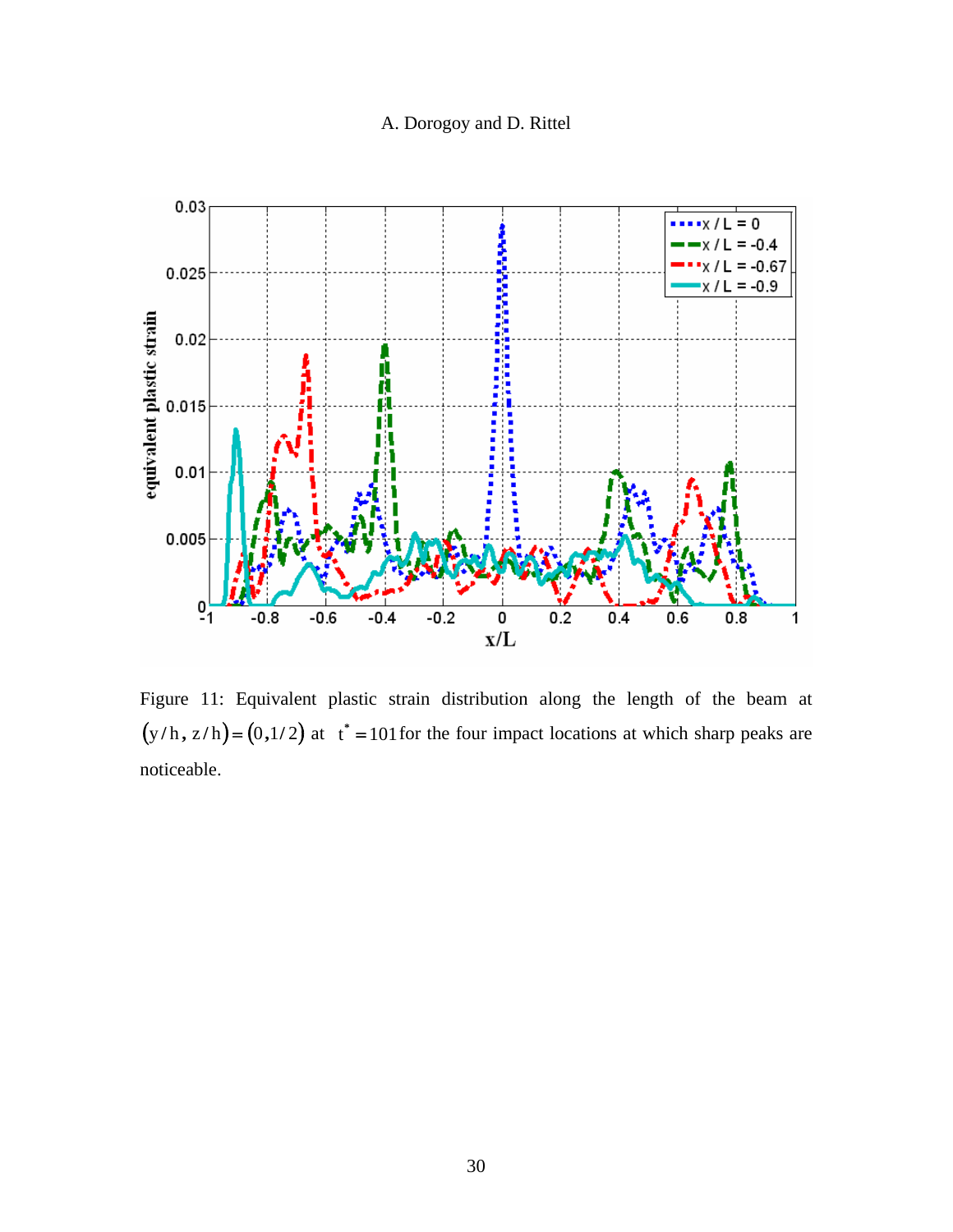Figure 11: Equivalent plastic strain distribution along the length of the beam at $(y/h, z/h) = (0, 1/2)$ at $t^* = 101$ for the four impact locations at which sharp peaks are noticeable.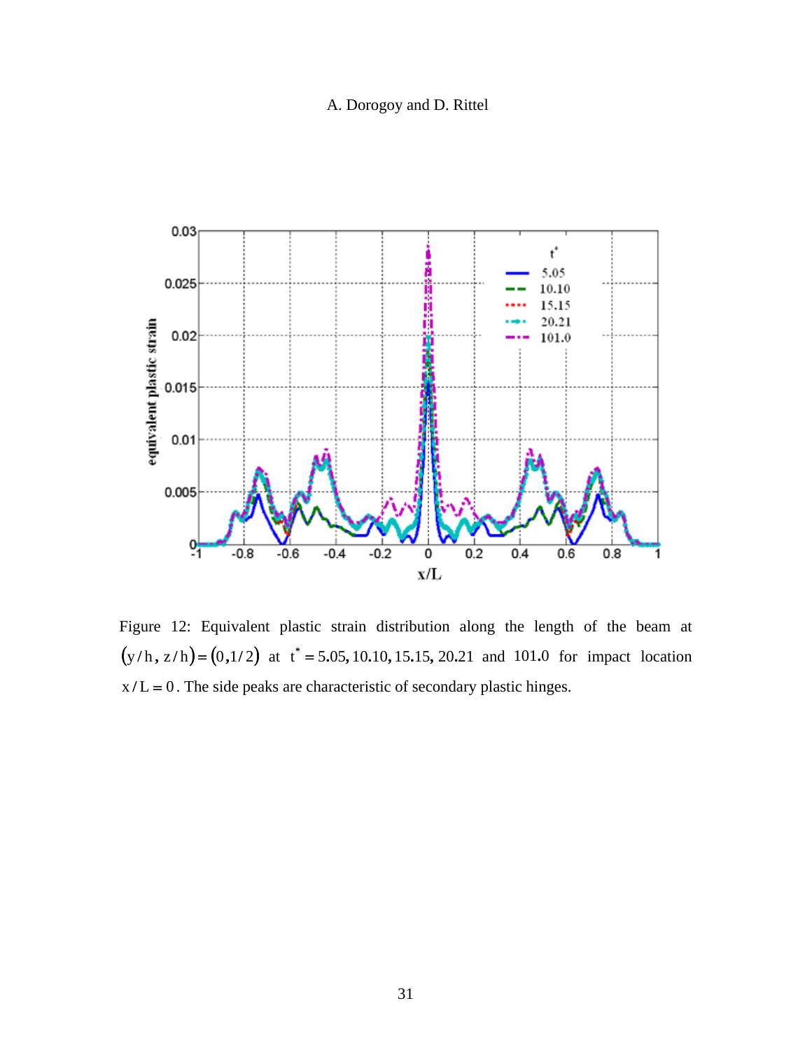Figure 12: Equivalent plastic strain distribution along the length of the beam at $(y/h, z/h) = (0, 1/2)$ at $t^* = 5.05, 10.10, 15.15, 20.21$ and $101.0$ for impact location $x/L = 0$. The side peaks are characteristic of secondary plastic hinges.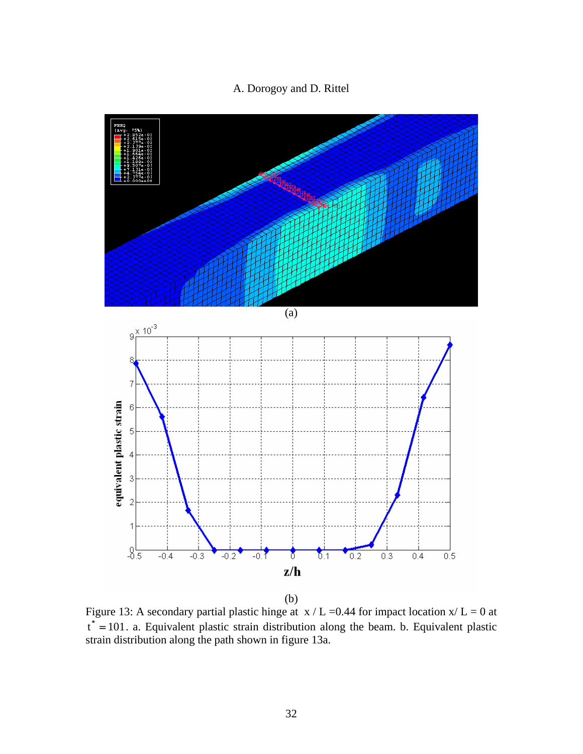(a)

(b)

Figure 13: A secondary partial plastic hinge at $x / L = 0.44$ for impact location $x/ L = 0$ at $t^* = 101$. a. Equivalent plastic strain distribution along the beam. b. Equivalent plastic strain distribution along the path shown in figure 13a.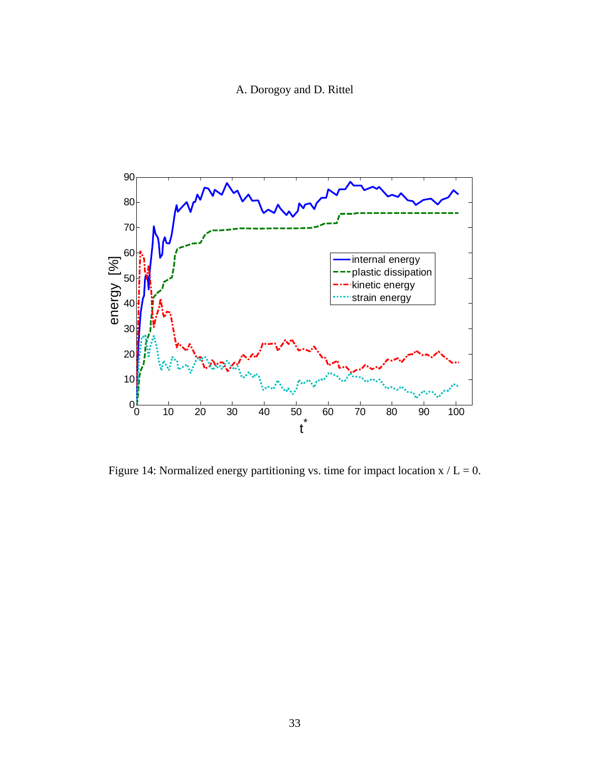Figure 14: Normalized energy partitioning vs. time for impact location x / L = 0.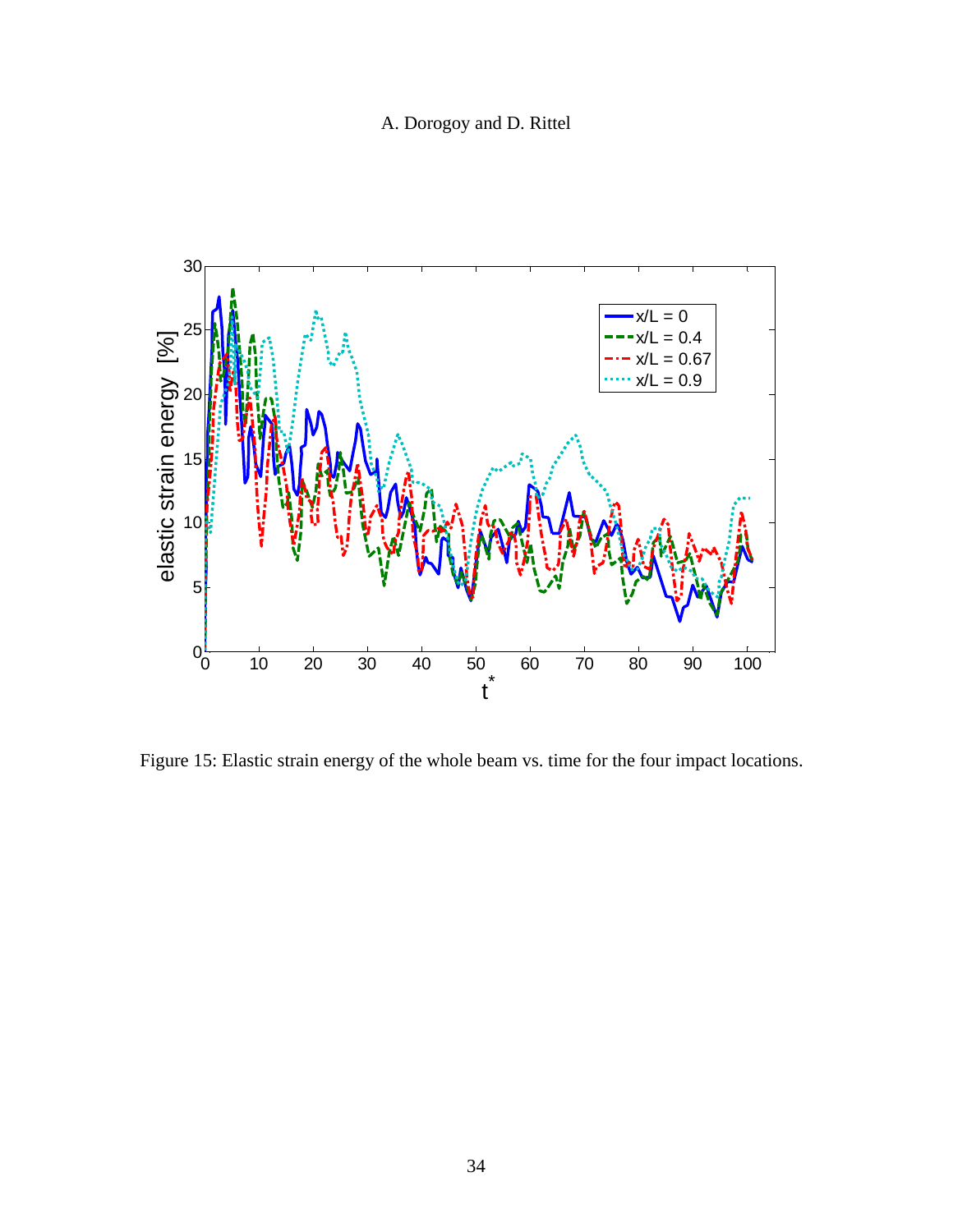Figure 15: Elastic strain energy of the whole beam vs. time for the four impact locations.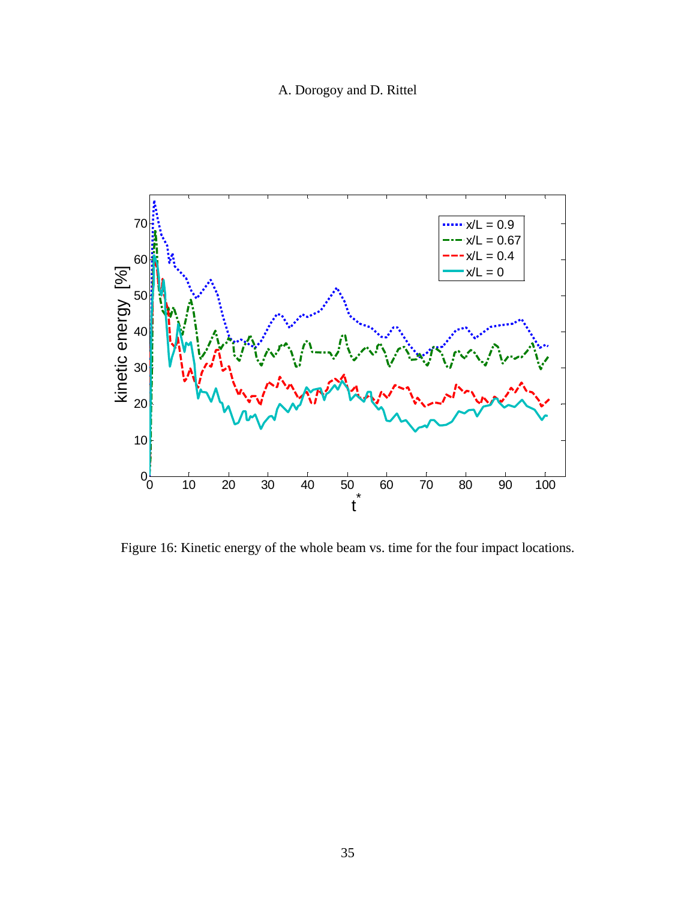Figure 16: Kinetic energy of the whole beam vs. time for the four impact locations.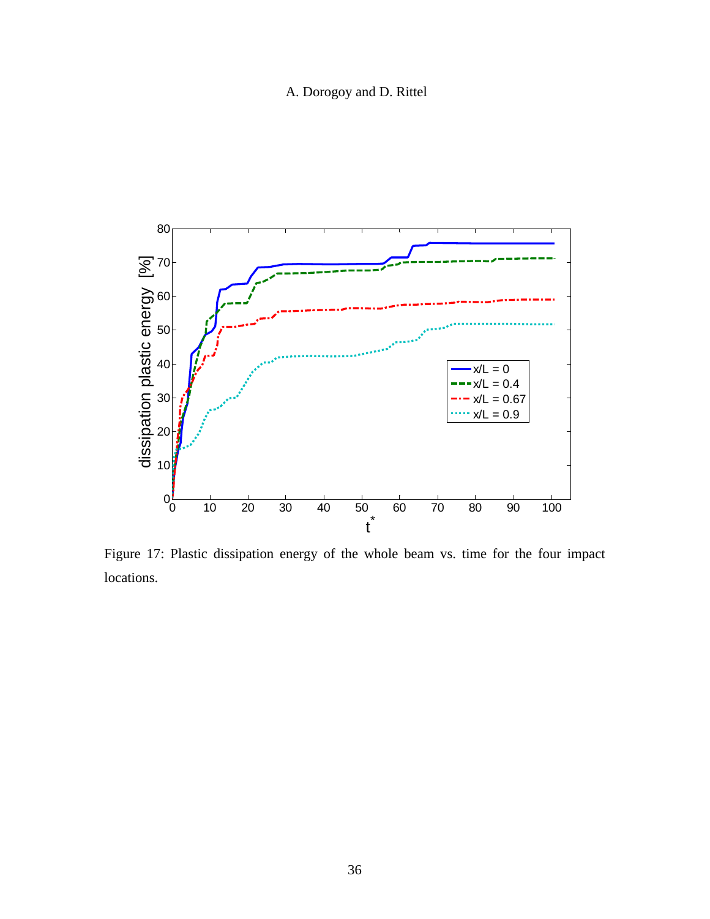dissipation plastic energy [%]

80
70
60
50
40
30
20
10
0

0 10 20 30 40 50 60 70 80 90 100

$t^*$

x/L = 0
x/L = 0.4
x/L = 0.67
x/L = 0.9

Figure 17: Plastic dissipation energy of the whole beam vs. time for the four impact locations.